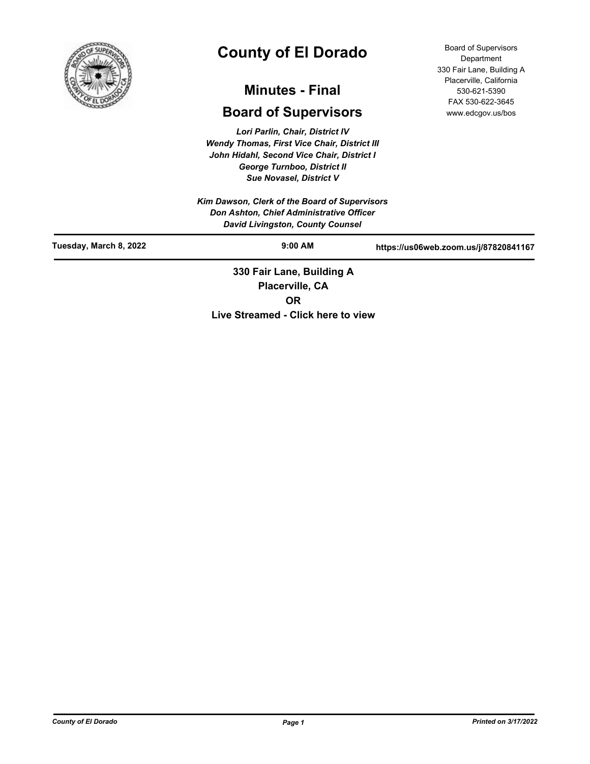# County of El Dorado

## Minutes - Final

## Board of Supervisors

Board of Supervisors Department
330 Fair Lane, Building A
Placerville, California
530-621-5390
FAX 530-622-3645
www.edcgov.us/bos

*Lori Parlin, Chair, District IV*
*Wendy Thomas, First Vice Chair, District III*
*John Hidahl, Second Vice Chair, District I*
*George Turnboo, District II*
*Sue Novasel, District V*

*Kim Dawson, Clerk of the Board of Supervisors*
*Don Ashton, Chief Administrative Officer*
*David Livingston, County Counsel*

**Tuesday, March 8, 2022** | **9:00 AM** | **https://us06web.zoom.us/j/87820841167**

**330 Fair Lane, Building A**
**Placerville, CA**
**OR**
**Live Streamed - Click here to view**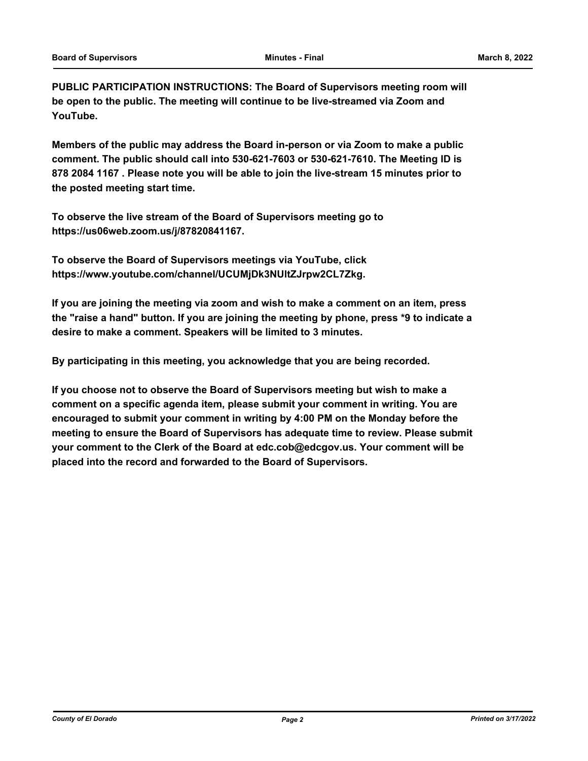**PUBLIC PARTICIPATION INSTRUCTIONS: The Board of Supervisors meeting room will be open to the public. The meeting will continue to be live-streamed via Zoom and YouTube.**

**Members of the public may address the Board in-person or via Zoom to make a public comment. The public should call into 530-621-7603 or 530-621-7610. The Meeting ID is 878 2084 1167 . Please note you will be able to join the live-stream 15 minutes prior to the posted meeting start time.**

**To observe the live stream of the Board of Supervisors meeting go to https://us06web.zoom.us/j/87820841167.**

**To observe the Board of Supervisors meetings via YouTube, click https://www.youtube.com/channel/UCUMjDk3NUltZJrpw2CL7Zkg.**

**If you are joining the meeting via zoom and wish to make a comment on an item, press the "raise a hand" button. If you are joining the meeting by phone, press *9 to indicate a desire to make a comment. Speakers will be limited to 3 minutes.**

**By participating in this meeting, you acknowledge that you are being recorded.**

**If you choose not to observe the Board of Supervisors meeting but wish to make a comment on a specific agenda item, please submit your comment in writing. You are encouraged to submit your comment in writing by 4:00 PM on the Monday before the meeting to ensure the Board of Supervisors has adequate time to review. Please submit your comment to the Clerk of the Board at edc.cob@edcgov.us. Your comment will be placed into the record and forwarded to the Board of Supervisors.**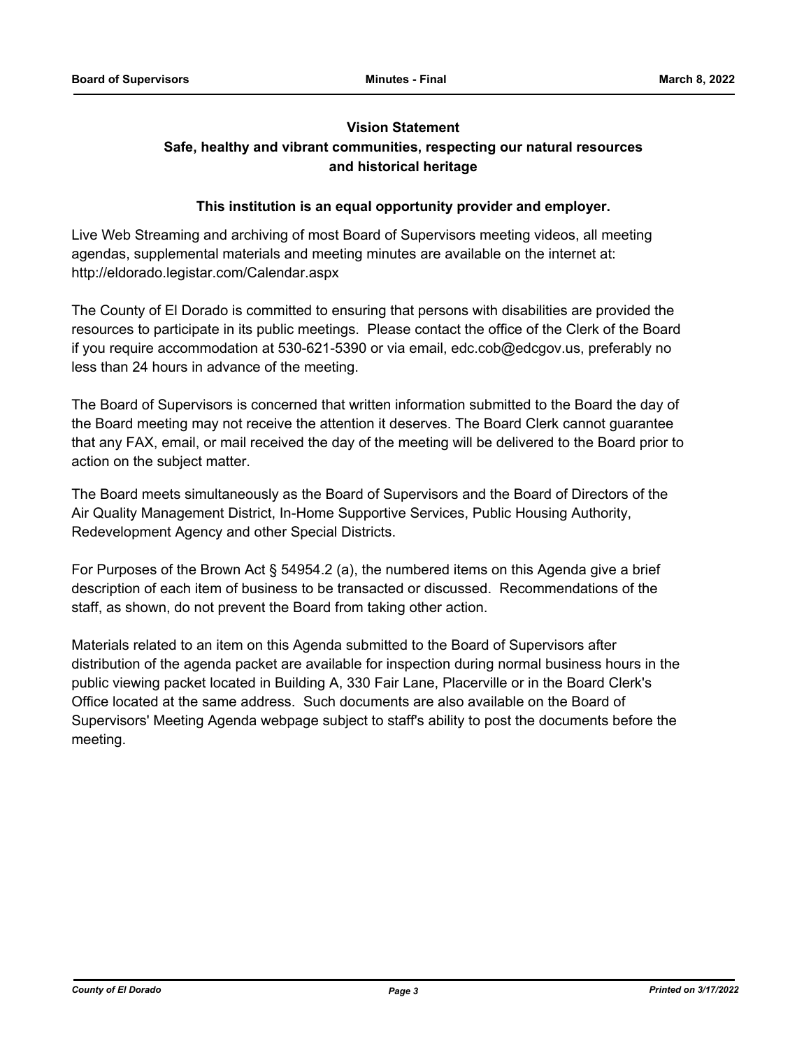**Vision Statement**

**Safe, healthy and vibrant communities, respecting our natural resources and historical heritage**

**This institution is an equal opportunity provider and employer.**

Live Web Streaming and archiving of most Board of Supervisors meeting videos, all meeting agendas, supplemental materials and meeting minutes are available on the internet at: http://eldorado.legistar.com/Calendar.aspx

The County of El Dorado is committed to ensuring that persons with disabilities are provided the resources to participate in its public meetings. Please contact the office of the Clerk of the Board if you require accommodation at 530-621-5390 or via email, edc.cob@edcgov.us, preferably no less than 24 hours in advance of the meeting.

The Board of Supervisors is concerned that written information submitted to the Board the day of the Board meeting may not receive the attention it deserves. The Board Clerk cannot guarantee that any FAX, email, or mail received the day of the meeting will be delivered to the Board prior to action on the subject matter.

The Board meets simultaneously as the Board of Supervisors and the Board of Directors of the Air Quality Management District, In-Home Supportive Services, Public Housing Authority, Redevelopment Agency and other Special Districts.

For Purposes of the Brown Act § 54954.2 (a), the numbered items on this Agenda give a brief description of each item of business to be transacted or discussed. Recommendations of the staff, as shown, do not prevent the Board from taking other action.

Materials related to an item on this Agenda submitted to the Board of Supervisors after distribution of the agenda packet are available for inspection during normal business hours in the public viewing packet located in Building A, 330 Fair Lane, Placerville or in the Board Clerk's Office located at the same address. Such documents are also available on the Board of Supervisors' Meeting Agenda webpage subject to staff's ability to post the documents before the meeting.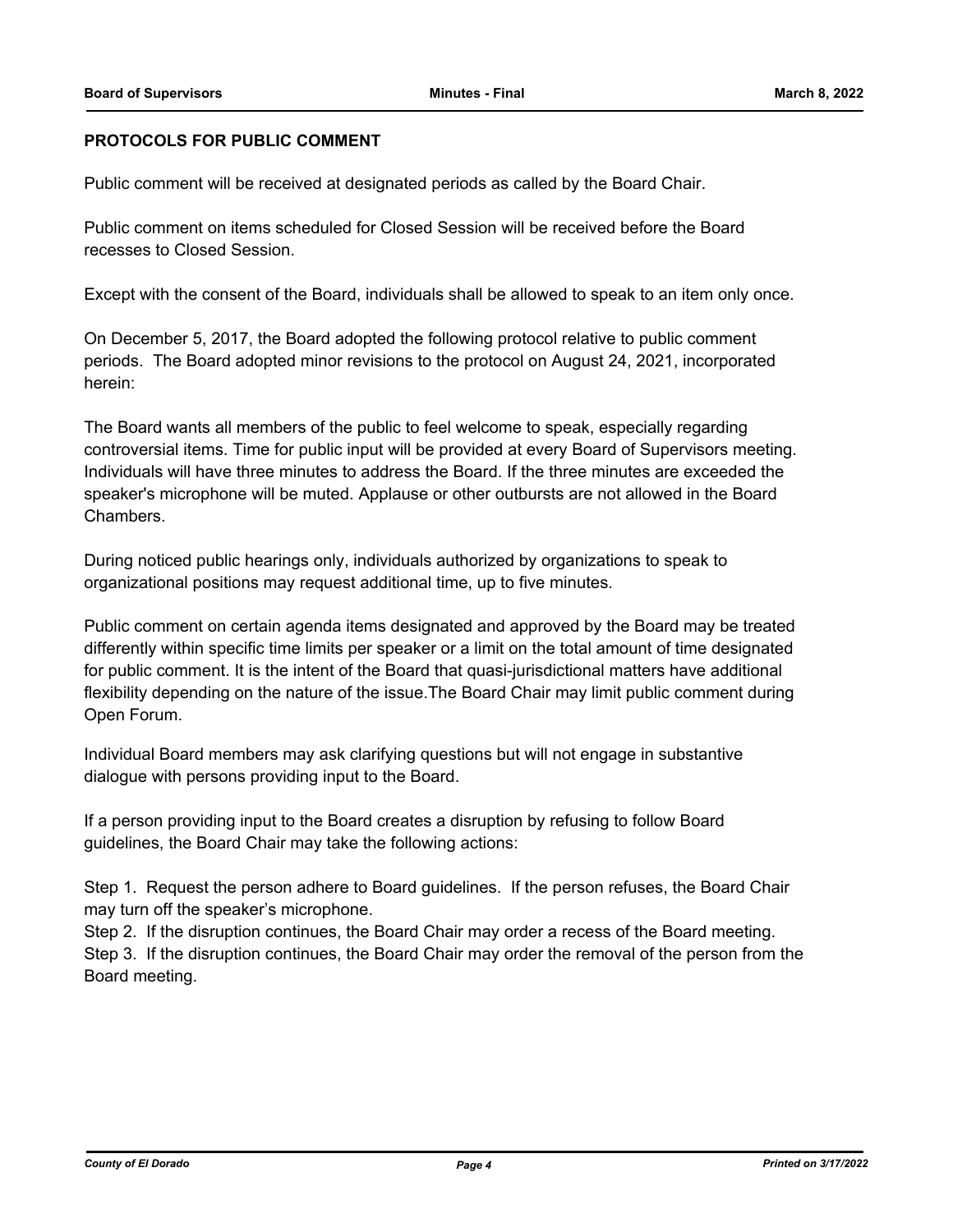## PROTOCOLS FOR PUBLIC COMMENT

Public comment will be received at designated periods as called by the Board Chair.

Public comment on items scheduled for Closed Session will be received before the Board recesses to Closed Session.

Except with the consent of the Board, individuals shall be allowed to speak to an item only once.

On December 5, 2017, the Board adopted the following protocol relative to public comment periods. The Board adopted minor revisions to the protocol on August 24, 2021, incorporated herein:

The Board wants all members of the public to feel welcome to speak, especially regarding controversial items. Time for public input will be provided at every Board of Supervisors meeting. Individuals will have three minutes to address the Board. If the three minutes are exceeded the speaker's microphone will be muted. Applause or other outbursts are not allowed in the Board Chambers.

During noticed public hearings only, individuals authorized by organizations to speak to organizational positions may request additional time, up to five minutes.

Public comment on certain agenda items designated and approved by the Board may be treated differently within specific time limits per speaker or a limit on the total amount of time designated for public comment. It is the intent of the Board that quasi-jurisdictional matters have additional flexibility depending on the nature of the issue.The Board Chair may limit public comment during Open Forum.

Individual Board members may ask clarifying questions but will not engage in substantive dialogue with persons providing input to the Board.

If a person providing input to the Board creates a disruption by refusing to follow Board guidelines, the Board Chair may take the following actions:

Step 1. Request the person adhere to Board guidelines. If the person refuses, the Board Chair may turn off the speaker's microphone.
Step 2. If the disruption continues, the Board Chair may order a recess of the Board meeting.
Step 3. If the disruption continues, the Board Chair may order the removal of the person from the Board meeting.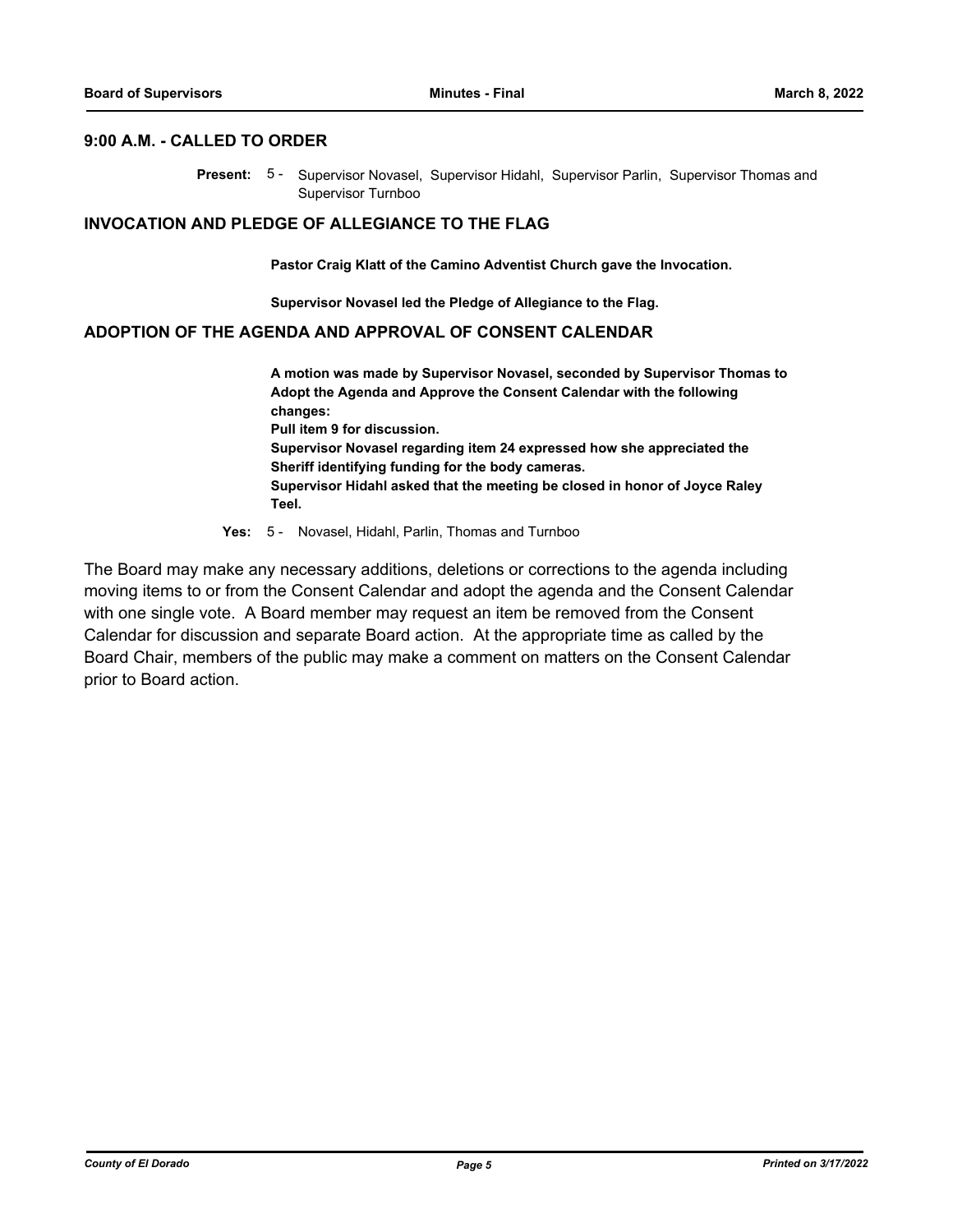## 9:00 A.M. - CALLED TO ORDER

**Present:** 5 - Supervisor Novasel, Supervisor Hidahl, Supervisor Parlin, Supervisor Thomas and Supervisor Turnboo

## INVOCATION AND PLEDGE OF ALLEGIANCE TO THE FLAG

**Pastor Craig Klatt of the Camino Adventist Church gave the Invocation.**

**Supervisor Novasel led the Pledge of Allegiance to the Flag.**

## ADOPTION OF THE AGENDA AND APPROVAL OF CONSENT CALENDAR

**A motion was made by Supervisor Novasel, seconded by Supervisor Thomas to Adopt the Agenda and Approve the Consent Calendar with the following changes:**
**Pull item 9 for discussion.**
**Supervisor Novasel regarding item 24 expressed how she appreciated the Sheriff identifying funding for the body cameras.**
**Supervisor Hidahl asked that the meeting be closed in honor of Joyce Raley Teel.**

**Yes:** 5 - Novasel, Hidahl, Parlin, Thomas and Turnboo

The Board may make any necessary additions, deletions or corrections to the agenda including moving items to or from the Consent Calendar and adopt the agenda and the Consent Calendar with one single vote. A Board member may request an item be removed from the Consent Calendar for discussion and separate Board action. At the appropriate time as called by the Board Chair, members of the public may make a comment on matters on the Consent Calendar prior to Board action.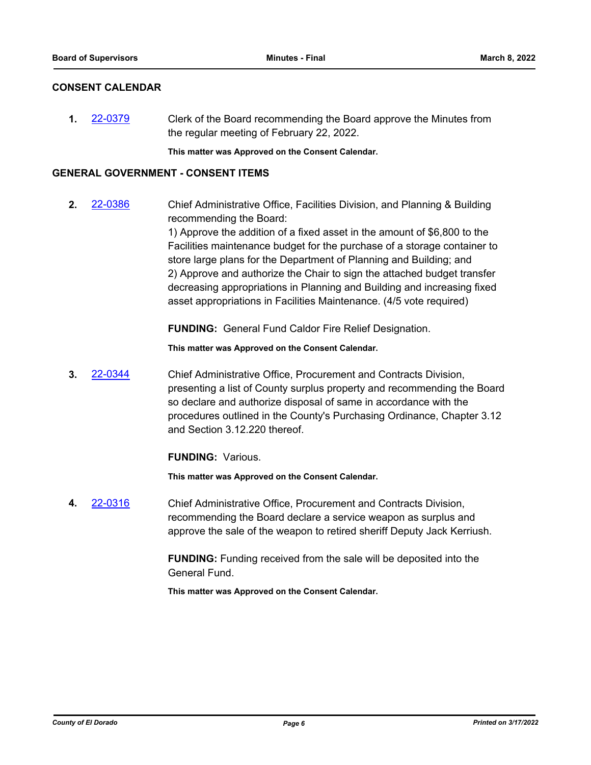## CONSENT CALENDAR

**1.** 22-0379 Clerk of the Board recommending the Board approve the Minutes from the regular meeting of February 22, 2022.

**This matter was Approved on the Consent Calendar.**

## GENERAL GOVERNMENT - CONSENT ITEMS

**2.** 22-0386 Chief Administrative Office, Facilities Division, and Planning & Building recommending the Board:
1) Approve the addition of a fixed asset in the amount of $6,800 to the Facilities maintenance budget for the purchase of a storage container to store large plans for the Department of Planning and Building; and
2) Approve and authorize the Chair to sign the attached budget transfer decreasing appropriations in Planning and Building and increasing fixed asset appropriations in Facilities Maintenance. (4/5 vote required)

**FUNDING:** General Fund Caldor Fire Relief Designation.

**This matter was Approved on the Consent Calendar.**

**3.** 22-0344 Chief Administrative Office, Procurement and Contracts Division, presenting a list of County surplus property and recommending the Board so declare and authorize disposal of same in accordance with the procedures outlined in the County's Purchasing Ordinance, Chapter 3.12 and Section 3.12.220 thereof.

**FUNDING:** Various.

**This matter was Approved on the Consent Calendar.**

**4.** 22-0316 Chief Administrative Office, Procurement and Contracts Division, recommending the Board declare a service weapon as surplus and approve the sale of the weapon to retired sheriff Deputy Jack Kerriush.

**FUNDING:** Funding received from the sale will be deposited into the General Fund.

**This matter was Approved on the Consent Calendar.**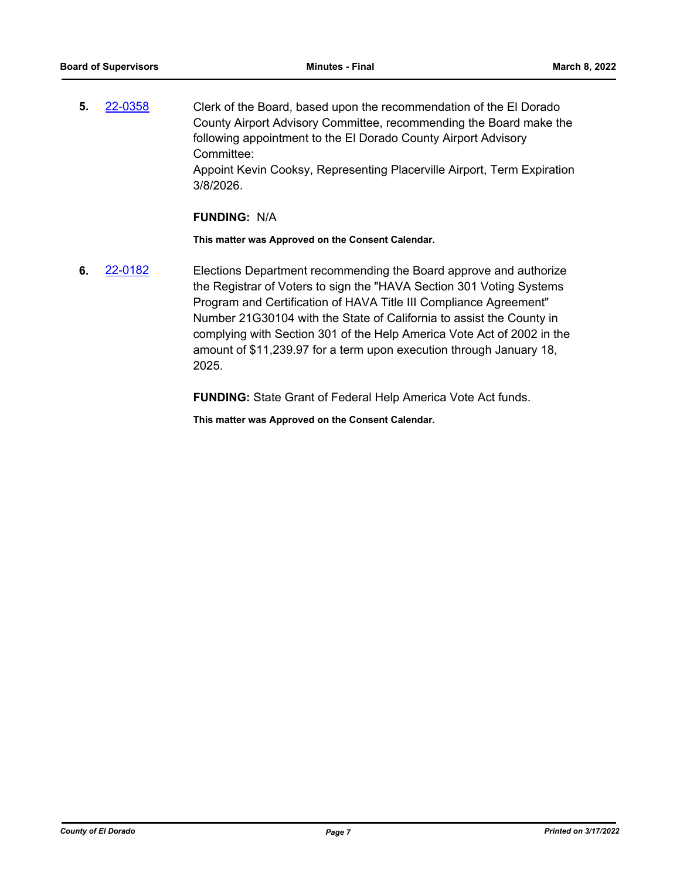**5.** 22-0358 Clerk of the Board, based upon the recommendation of the El Dorado County Airport Advisory Committee, recommending the Board make the following appointment to the El Dorado County Airport Advisory Committee:
Appoint Kevin Cooksy, Representing Placerville Airport, Term Expiration 3/8/2026.

**FUNDING:** N/A

**This matter was Approved on the Consent Calendar.**

**6.** 22-0182 Elections Department recommending the Board approve and authorize the Registrar of Voters to sign the "HAVA Section 301 Voting Systems Program and Certification of HAVA Title III Compliance Agreement" Number 21G30104 with the State of California to assist the County in complying with Section 301 of the Help America Vote Act of 2002 in the amount of $11,239.97 for a term upon execution through January 18, 2025.

**FUNDING:** State Grant of Federal Help America Vote Act funds.

**This matter was Approved on the Consent Calendar.**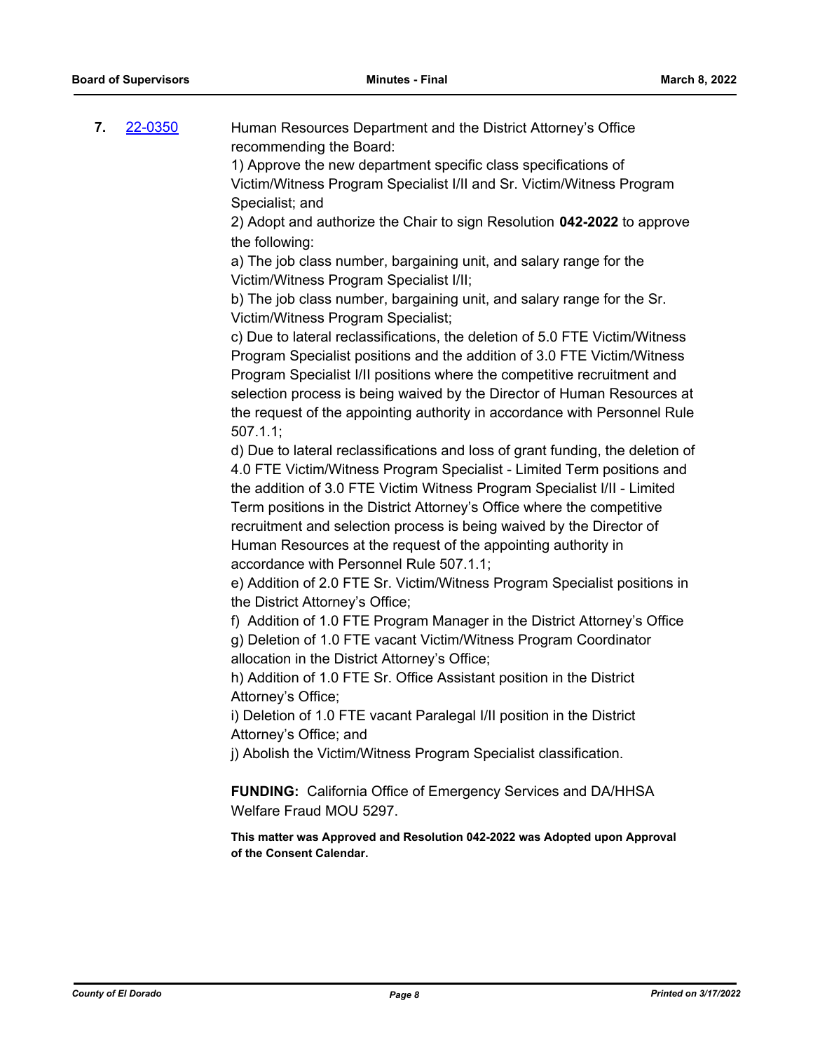**7.** 22-0350

Human Resources Department and the District Attorney's Office recommending the Board:

1) Approve the new department specific class specifications of Victim/Witness Program Specialist I/II and Sr. Victim/Witness Program Specialist; and

2) Adopt and authorize the Chair to sign Resolution **042-2022** to approve the following:

a) The job class number, bargaining unit, and salary range for the Victim/Witness Program Specialist I/II;

b) The job class number, bargaining unit, and salary range for the Sr. Victim/Witness Program Specialist;

c) Due to lateral reclassifications, the deletion of 5.0 FTE Victim/Witness Program Specialist positions and the addition of 3.0 FTE Victim/Witness Program Specialist I/II positions where the competitive recruitment and selection process is being waived by the Director of Human Resources at the request of the appointing authority in accordance with Personnel Rule 507.1.1;

d) Due to lateral reclassifications and loss of grant funding, the deletion of 4.0 FTE Victim/Witness Program Specialist - Limited Term positions and the addition of 3.0 FTE Victim Witness Program Specialist I/II - Limited Term positions in the District Attorney's Office where the competitive recruitment and selection process is being waived by the Director of Human Resources at the request of the appointing authority in accordance with Personnel Rule 507.1.1;

e) Addition of 2.0 FTE Sr. Victim/Witness Program Specialist positions in the District Attorney's Office;

f) Addition of 1.0 FTE Program Manager in the District Attorney's Office

g) Deletion of 1.0 FTE vacant Victim/Witness Program Coordinator allocation in the District Attorney's Office;

h) Addition of 1.0 FTE Sr. Office Assistant position in the District Attorney's Office;

i) Deletion of 1.0 FTE vacant Paralegal I/II position in the District Attorney's Office; and

j) Abolish the Victim/Witness Program Specialist classification.

**FUNDING:** California Office of Emergency Services and DA/HHSA Welfare Fraud MOU 5297.

**This matter was Approved and Resolution 042-2022 was Adopted upon Approval of the Consent Calendar.**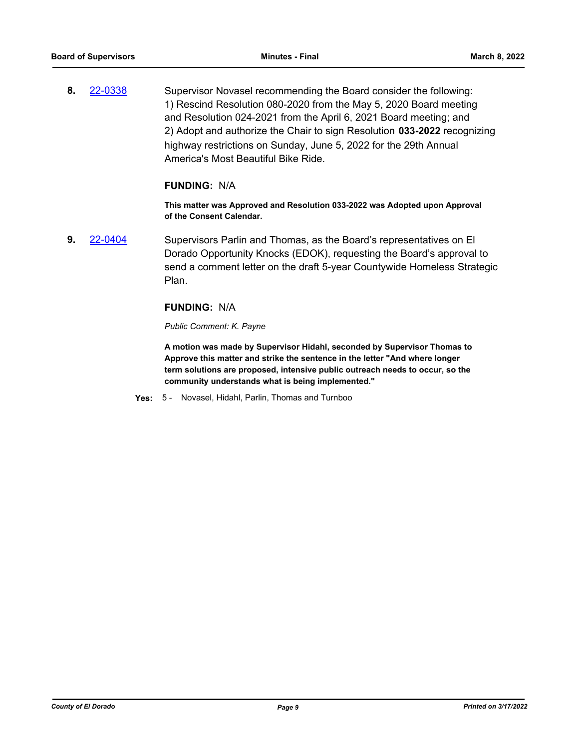**8.** [22-0338](22-0338)

Supervisor Novasel recommending the Board consider the following:
1) Rescind Resolution 080-2020 from the May 5, 2020 Board meeting and Resolution 024-2021 from the April 6, 2021 Board meeting; and
2) Adopt and authorize the Chair to sign Resolution **033-2022** recognizing highway restrictions on Sunday, June 5, 2022 for the 29th Annual America's Most Beautiful Bike Ride.

**FUNDING:** N/A

**This matter was Approved and Resolution 033-2022 was Adopted upon Approval of the Consent Calendar.**

**9.** [22-0404](22-0404)

Supervisors Parlin and Thomas, as the Board's representatives on El Dorado Opportunity Knocks (EDOK), requesting the Board's approval to send a comment letter on the draft 5-year Countywide Homeless Strategic Plan.

**FUNDING:** N/A

*Public Comment: K. Payne*

**A motion was made by Supervisor Hidahl, seconded by Supervisor Thomas to Approve this matter and strike the sentence in the letter "And where longer term solutions are proposed, intensive public outreach needs to occur, so the community understands what is being implemented."**

**Yes:** 5 - Novasel, Hidahl, Parlin, Thomas and Turnboo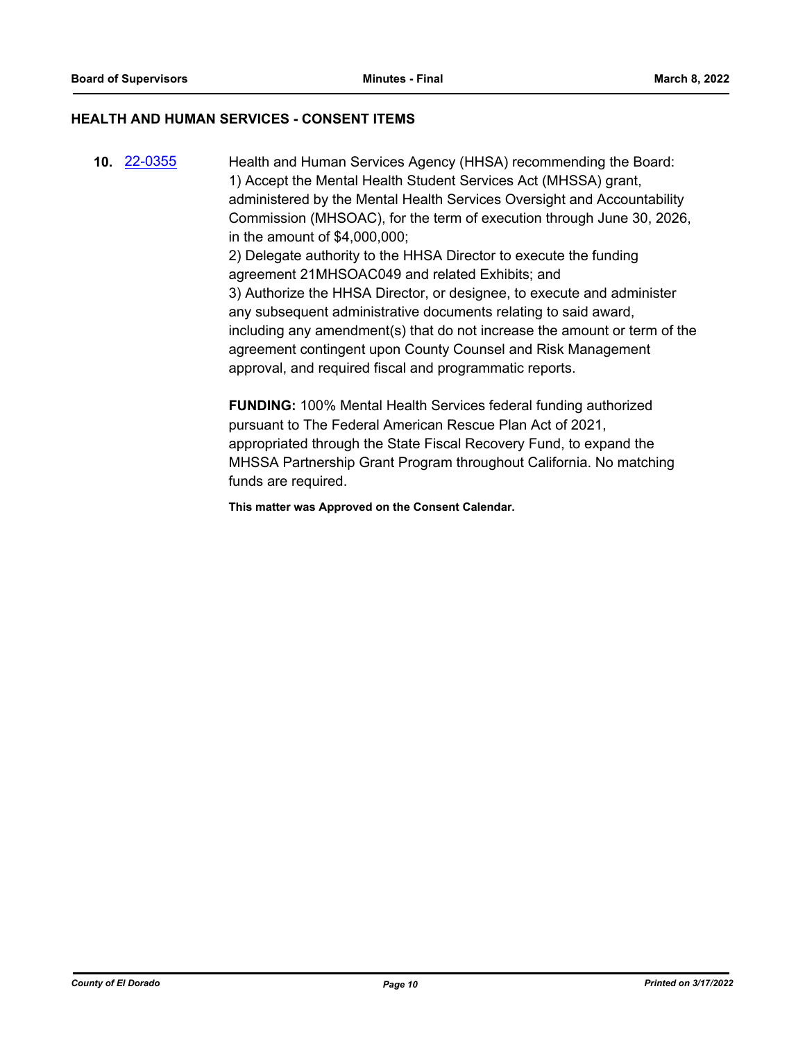## HEALTH AND HUMAN SERVICES - CONSENT ITEMS

**10.** [22-0355](22-0355)

Health and Human Services Agency (HHSA) recommending the Board:
1) Accept the Mental Health Student Services Act (MHSSA) grant, administered by the Mental Health Services Oversight and Accountability Commission (MHSOAC), for the term of execution through June 30, 2026, in the amount of $4,000,000;
2) Delegate authority to the HHSA Director to execute the funding agreement 21MHSOAC049 and related Exhibits; and
3) Authorize the HHSA Director, or designee, to execute and administer any subsequent administrative documents relating to said award, including any amendment(s) that do not increase the amount or term of the agreement contingent upon County Counsel and Risk Management approval, and required fiscal and programmatic reports.

**FUNDING:** 100% Mental Health Services federal funding authorized pursuant to The Federal American Rescue Plan Act of 2021, appropriated through the State Fiscal Recovery Fund, to expand the MHSSA Partnership Grant Program throughout California. No matching funds are required.

**This matter was Approved on the Consent Calendar.**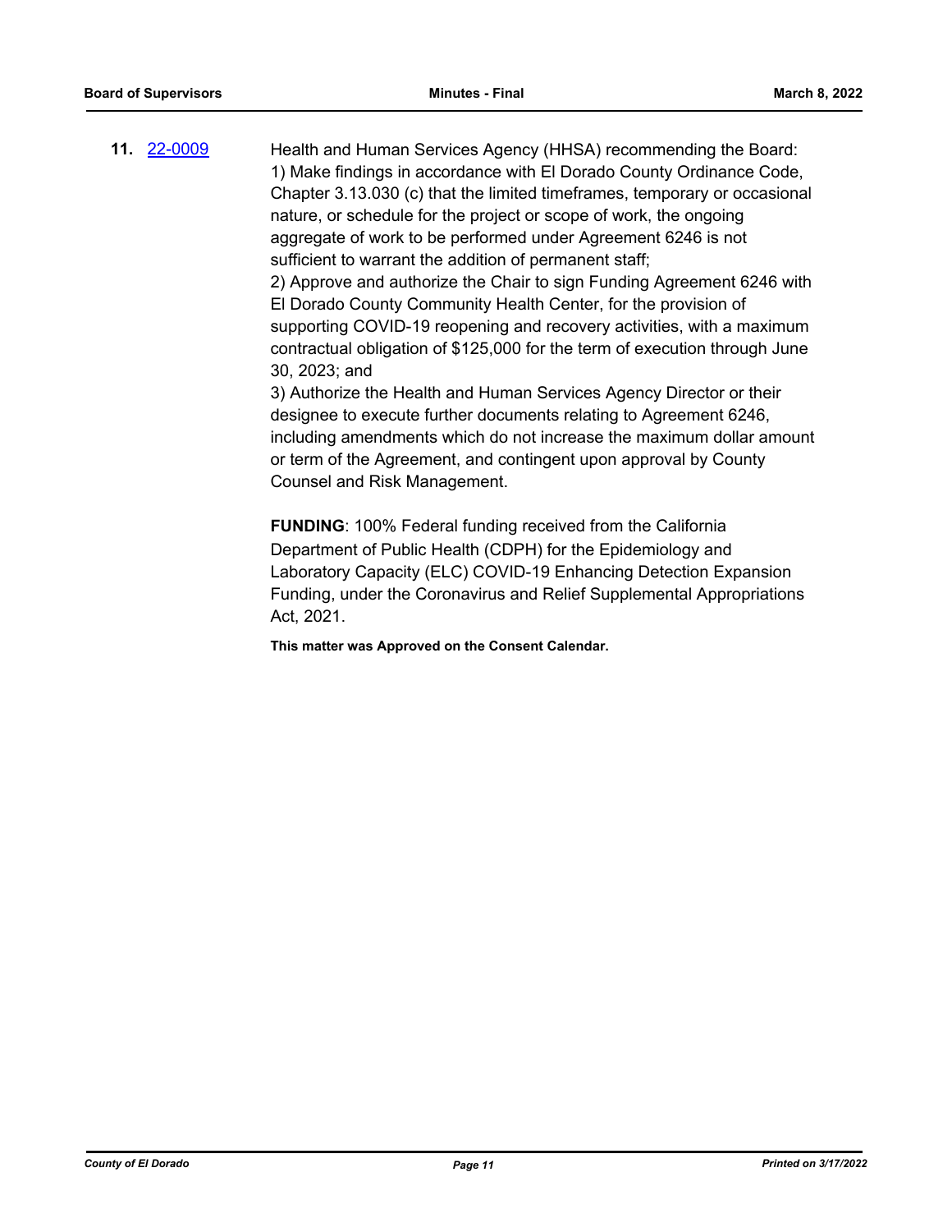**11.** 22-0009 Health and Human Services Agency (HHSA) recommending the Board:

1) Make findings in accordance with El Dorado County Ordinance Code, Chapter 3.13.030 (c) that the limited timeframes, temporary or occasional nature, or schedule for the project or scope of work, the ongoing aggregate of work to be performed under Agreement 6246 is not sufficient to warrant the addition of permanent staff;

2) Approve and authorize the Chair to sign Funding Agreement 6246 with El Dorado County Community Health Center, for the provision of supporting COVID-19 reopening and recovery activities, with a maximum contractual obligation of $125,000 for the term of execution through June 30, 2023; and

3) Authorize the Health and Human Services Agency Director or their designee to execute further documents relating to Agreement 6246, including amendments which do not increase the maximum dollar amount or term of the Agreement, and contingent upon approval by County Counsel and Risk Management.

**FUNDING**: 100% Federal funding received from the California Department of Public Health (CDPH) for the Epidemiology and Laboratory Capacity (ELC) COVID-19 Enhancing Detection Expansion Funding, under the Coronavirus and Relief Supplemental Appropriations Act, 2021.

**This matter was Approved on the Consent Calendar.**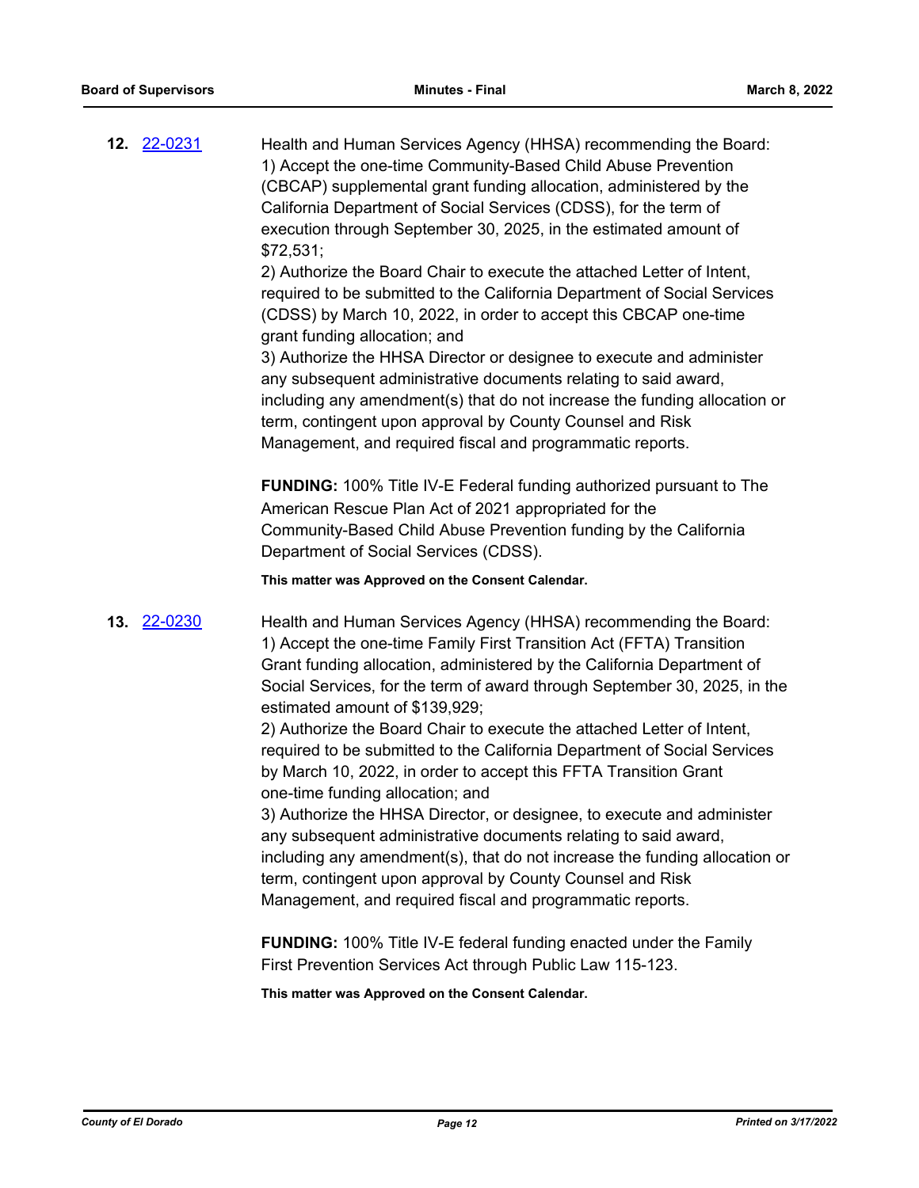**12.** [22-0231]

Health and Human Services Agency (HHSA) recommending the Board:
1) Accept the one-time Community-Based Child Abuse Prevention (CBCAP) supplemental grant funding allocation, administered by the California Department of Social Services (CDSS), for the term of execution through September 30, 2025, in the estimated amount of $72,531;
2) Authorize the Board Chair to execute the attached Letter of Intent, required to be submitted to the California Department of Social Services (CDSS) by March 10, 2022, in order to accept this CBCAP one-time grant funding allocation; and
3) Authorize the HHSA Director or designee to execute and administer any subsequent administrative documents relating to said award, including any amendment(s) that do not increase the funding allocation or term, contingent upon approval by County Counsel and Risk Management, and required fiscal and programmatic reports.

**FUNDING:** 100% Title IV-E Federal funding authorized pursuant to The American Rescue Plan Act of 2021 appropriated for the Community-Based Child Abuse Prevention funding by the California Department of Social Services (CDSS).

**This matter was Approved on the Consent Calendar.**

**13.** [22-0230]

Health and Human Services Agency (HHSA) recommending the Board:
1) Accept the one-time Family First Transition Act (FFTA) Transition Grant funding allocation, administered by the California Department of Social Services, for the term of award through September 30, 2025, in the estimated amount of $139,929;
2) Authorize the Board Chair to execute the attached Letter of Intent, required to be submitted to the California Department of Social Services by March 10, 2022, in order to accept this FFTA Transition Grant one-time funding allocation; and
3) Authorize the HHSA Director, or designee, to execute and administer any subsequent administrative documents relating to said award, including any amendment(s), that do not increase the funding allocation or term, contingent upon approval by County Counsel and Risk Management, and required fiscal and programmatic reports.

**FUNDING:** 100% Title IV-E federal funding enacted under the Family First Prevention Services Act through Public Law 115-123.

**This matter was Approved on the Consent Calendar.**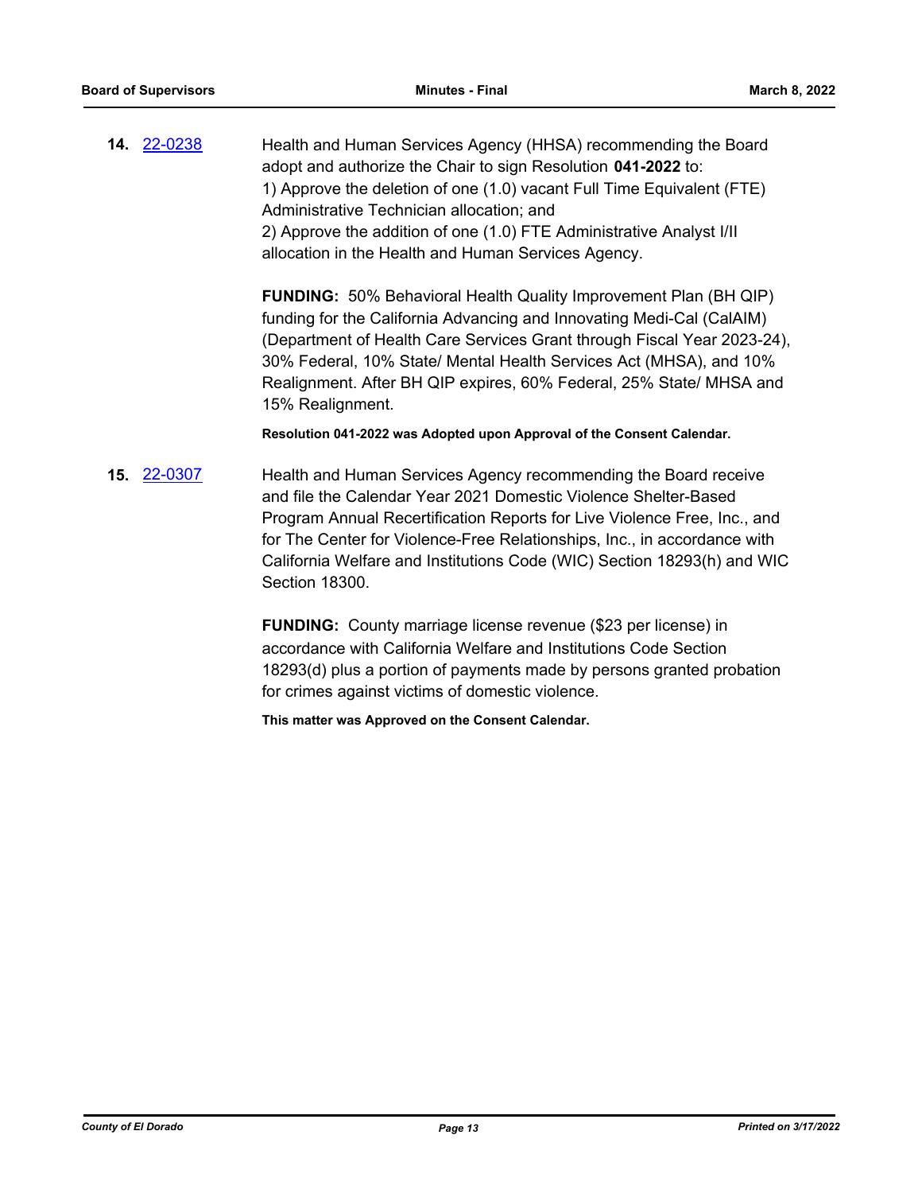**14.** [22-0238](22-0238)

Health and Human Services Agency (HHSA) recommending the Board adopt and authorize the Chair to sign Resolution **041-2022** to:
1) Approve the deletion of one (1.0) vacant Full Time Equivalent (FTE) Administrative Technician allocation; and
2) Approve the addition of one (1.0) FTE Administrative Analyst I/II allocation in the Health and Human Services Agency.

**FUNDING:** 50% Behavioral Health Quality Improvement Plan (BH QIP) funding for the California Advancing and Innovating Medi-Cal (CalAIM) (Department of Health Care Services Grant through Fiscal Year 2023-24), 30% Federal, 10% State/ Mental Health Services Act (MHSA), and 10% Realignment. After BH QIP expires, 60% Federal, 25% State/ MHSA and 15% Realignment.

**Resolution 041-2022 was Adopted upon Approval of the Consent Calendar.**

**15.** [22-0307](22-0307)

Health and Human Services Agency recommending the Board receive and file the Calendar Year 2021 Domestic Violence Shelter-Based Program Annual Recertification Reports for Live Violence Free, Inc., and for The Center for Violence-Free Relationships, Inc., in accordance with California Welfare and Institutions Code (WIC) Section 18293(h) and WIC Section 18300.

**FUNDING:** County marriage license revenue ($23 per license) in accordance with California Welfare and Institutions Code Section 18293(d) plus a portion of payments made by persons granted probation for crimes against victims of domestic violence.

**This matter was Approved on the Consent Calendar.**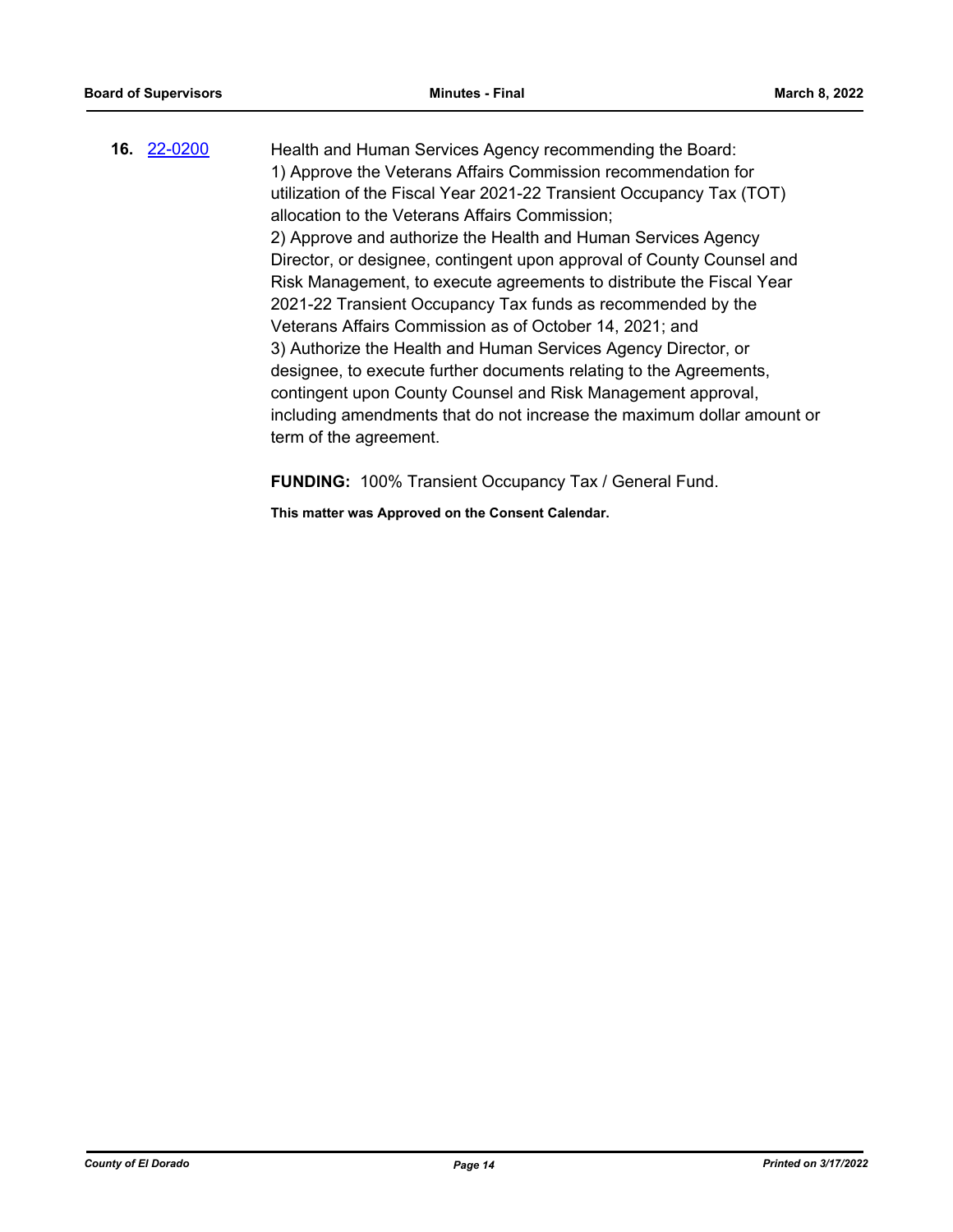**16.** 22-0200 Health and Human Services Agency recommending the Board:
1) Approve the Veterans Affairs Commission recommendation for utilization of the Fiscal Year 2021-22 Transient Occupancy Tax (TOT) allocation to the Veterans Affairs Commission;
2) Approve and authorize the Health and Human Services Agency Director, or designee, contingent upon approval of County Counsel and Risk Management, to execute agreements to distribute the Fiscal Year 2021-22 Transient Occupancy Tax funds as recommended by the Veterans Affairs Commission as of October 14, 2021; and
3) Authorize the Health and Human Services Agency Director, or designee, to execute further documents relating to the Agreements, contingent upon County Counsel and Risk Management approval, including amendments that do not increase the maximum dollar amount or term of the agreement.

**FUNDING:** 100% Transient Occupancy Tax / General Fund.

**This matter was Approved on the Consent Calendar.**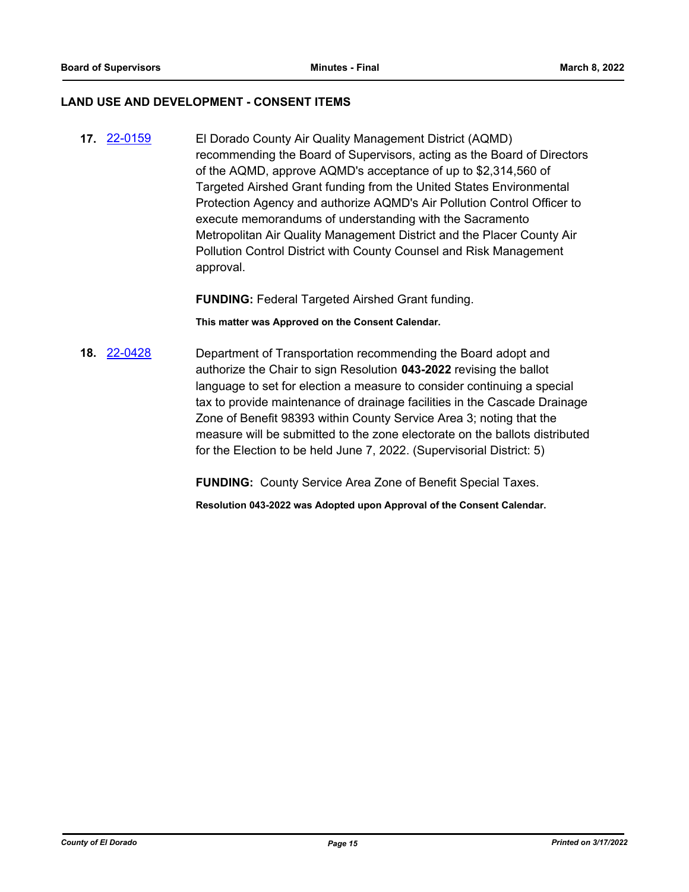## LAND USE AND DEVELOPMENT - CONSENT ITEMS

**17.** [22-0159](22-0159) El Dorado County Air Quality Management District (AQMD) recommending the Board of Supervisors, acting as the Board of Directors of the AQMD, approve AQMD's acceptance of up to $2,314,560 of Targeted Airshed Grant funding from the United States Environmental Protection Agency and authorize AQMD's Air Pollution Control Officer to execute memorandums of understanding with the Sacramento Metropolitan Air Quality Management District and the Placer County Air Pollution Control District with County Counsel and Risk Management approval.

**FUNDING:** Federal Targeted Airshed Grant funding.

**This matter was Approved on the Consent Calendar.**

**18.** [22-0428](22-0428) Department of Transportation recommending the Board adopt and authorize the Chair to sign Resolution **043-2022** revising the ballot language to set for election a measure to consider continuing a special tax to provide maintenance of drainage facilities in the Cascade Drainage Zone of Benefit 98393 within County Service Area 3; noting that the measure will be submitted to the zone electorate on the ballots distributed for the Election to be held June 7, 2022. (Supervisorial District: 5)

**FUNDING:** County Service Area Zone of Benefit Special Taxes.

**Resolution 043-2022 was Adopted upon Approval of the Consent Calendar.**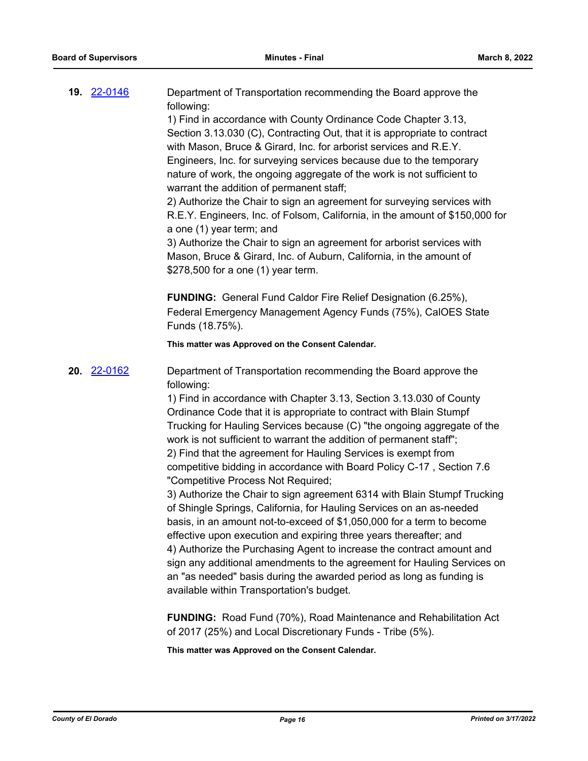**19.** 22-0146

Department of Transportation recommending the Board approve the following:

1) Find in accordance with County Ordinance Code Chapter 3.13, Section 3.13.030 (C), Contracting Out, that it is appropriate to contract with Mason, Bruce & Girard, Inc. for arborist services and R.E.Y. Engineers, Inc. for surveying services because due to the temporary nature of work, the ongoing aggregate of the work is not sufficient to warrant the addition of permanent staff;

2) Authorize the Chair to sign an agreement for surveying services with R.E.Y. Engineers, Inc. of Folsom, California, in the amount of $150,000 for a one (1) year term; and

3) Authorize the Chair to sign an agreement for arborist services with Mason, Bruce & Girard, Inc. of Auburn, California, in the amount of $278,500 for a one (1) year term.

**FUNDING:** General Fund Caldor Fire Relief Designation (6.25%), Federal Emergency Management Agency Funds (75%), CalOES State Funds (18.75%).

**This matter was Approved on the Consent Calendar.**

**20.** 22-0162

Department of Transportation recommending the Board approve the following:

1) Find in accordance with Chapter 3.13, Section 3.13.030 of County Ordinance Code that it is appropriate to contract with Blain Stumpf Trucking for Hauling Services because (C) "the ongoing aggregate of the work is not sufficient to warrant the addition of permanent staff";

2) Find that the agreement for Hauling Services is exempt from competitive bidding in accordance with Board Policy C-17 , Section 7.6 "Competitive Process Not Required;

3) Authorize the Chair to sign agreement 6314 with Blain Stumpf Trucking of Shingle Springs, California, for Hauling Services on an as-needed basis, in an amount not-to-exceed of $1,050,000 for a term to become effective upon execution and expiring three years thereafter; and

4) Authorize the Purchasing Agent to increase the contract amount and sign any additional amendments to the agreement for Hauling Services on an "as needed" basis during the awarded period as long as funding is available within Transportation's budget.

**FUNDING:** Road Fund (70%), Road Maintenance and Rehabilitation Act of 2017 (25%) and Local Discretionary Funds - Tribe (5%).

**This matter was Approved on the Consent Calendar.**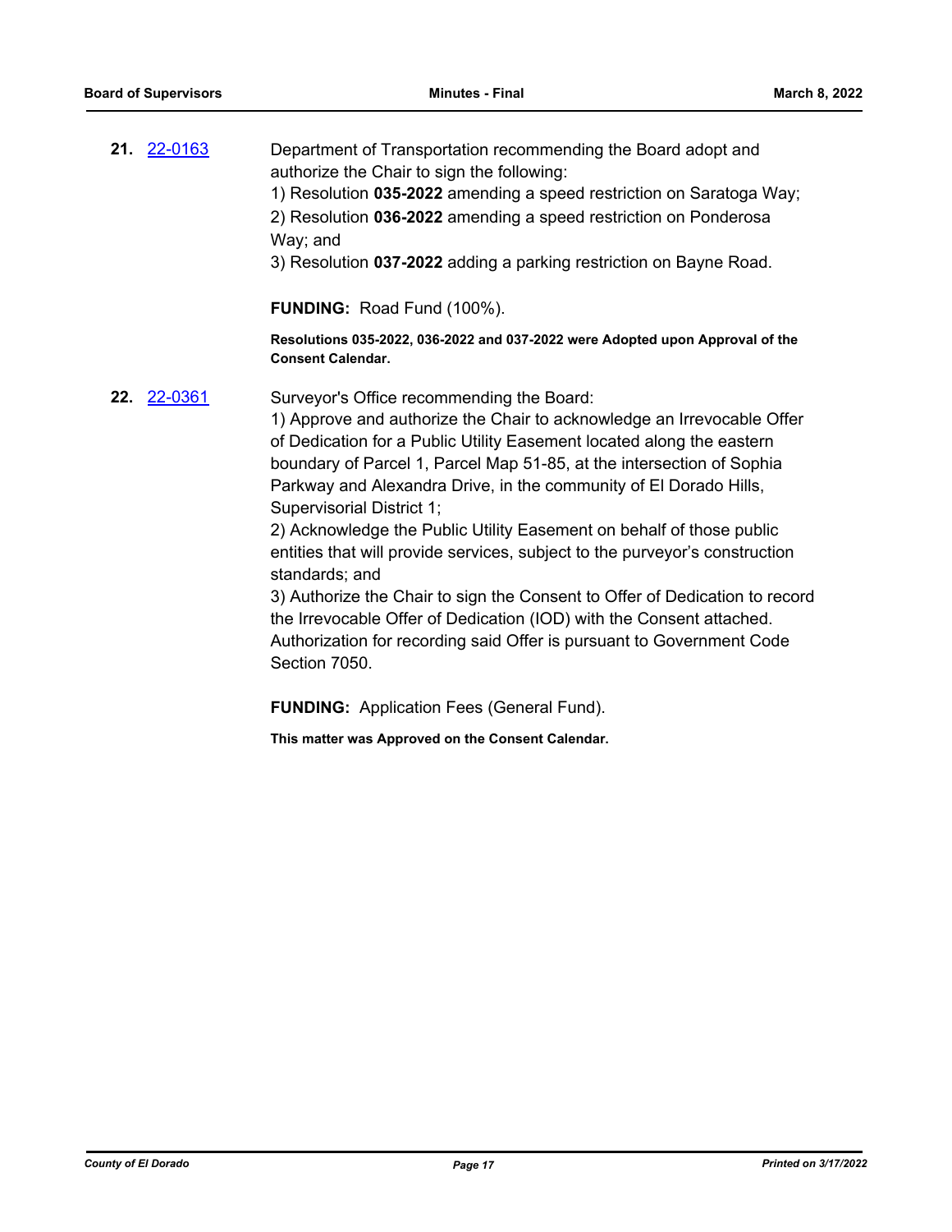**21.** [22-0163](22-0163)

Department of Transportation recommending the Board adopt and authorize the Chair to sign the following:

1) Resolution **035-2022** amending a speed restriction on Saratoga Way;
2) Resolution **036-2022** amending a speed restriction on Ponderosa Way; and
3) Resolution **037-2022** adding a parking restriction on Bayne Road.

**FUNDING:** Road Fund (100%).

**Resolutions 035-2022, 036-2022 and 037-2022 were Adopted upon Approval of the Consent Calendar.**

**22.** [22-0361](22-0361)

Surveyor's Office recommending the Board:

1) Approve and authorize the Chair to acknowledge an Irrevocable Offer of Dedication for a Public Utility Easement located along the eastern boundary of Parcel 1, Parcel Map 51-85, at the intersection of Sophia Parkway and Alexandra Drive, in the community of El Dorado Hills, Supervisorial District 1;
2) Acknowledge the Public Utility Easement on behalf of those public entities that will provide services, subject to the purveyor's construction standards; and
3) Authorize the Chair to sign the Consent to Offer of Dedication to record the Irrevocable Offer of Dedication (IOD) with the Consent attached. Authorization for recording said Offer is pursuant to Government Code Section 7050.

**FUNDING:** Application Fees (General Fund).

**This matter was Approved on the Consent Calendar.**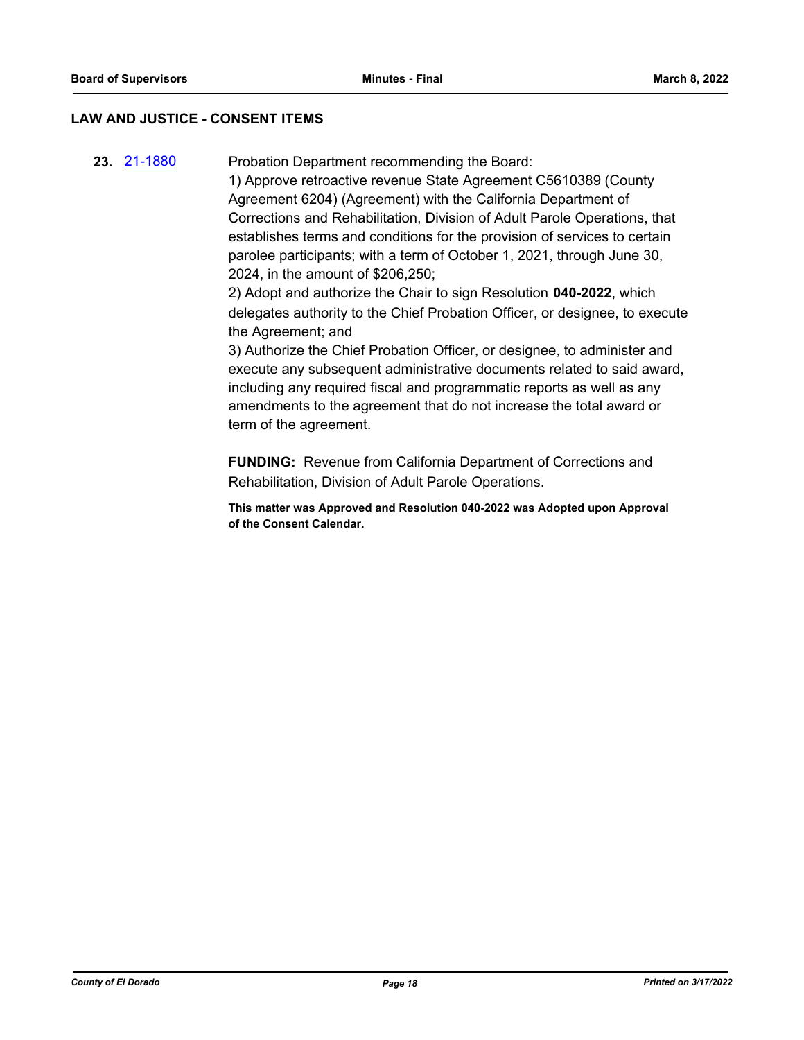## LAW AND JUSTICE - CONSENT ITEMS

**23.** 21-1880 Probation Department recommending the Board:

1) Approve retroactive revenue State Agreement C5610389 (County Agreement 6204) (Agreement) with the California Department of Corrections and Rehabilitation, Division of Adult Parole Operations, that establishes terms and conditions for the provision of services to certain parolee participants; with a term of October 1, 2021, through June 30, 2024, in the amount of $206,250;

2) Adopt and authorize the Chair to sign Resolution **040-2022**, which delegates authority to the Chief Probation Officer, or designee, to execute the Agreement; and

3) Authorize the Chief Probation Officer, or designee, to administer and execute any subsequent administrative documents related to said award, including any required fiscal and programmatic reports as well as any amendments to the agreement that do not increase the total award or term of the agreement.

**FUNDING:** Revenue from California Department of Corrections and Rehabilitation, Division of Adult Parole Operations.

**This matter was Approved and Resolution 040-2022 was Adopted upon Approval of the Consent Calendar.**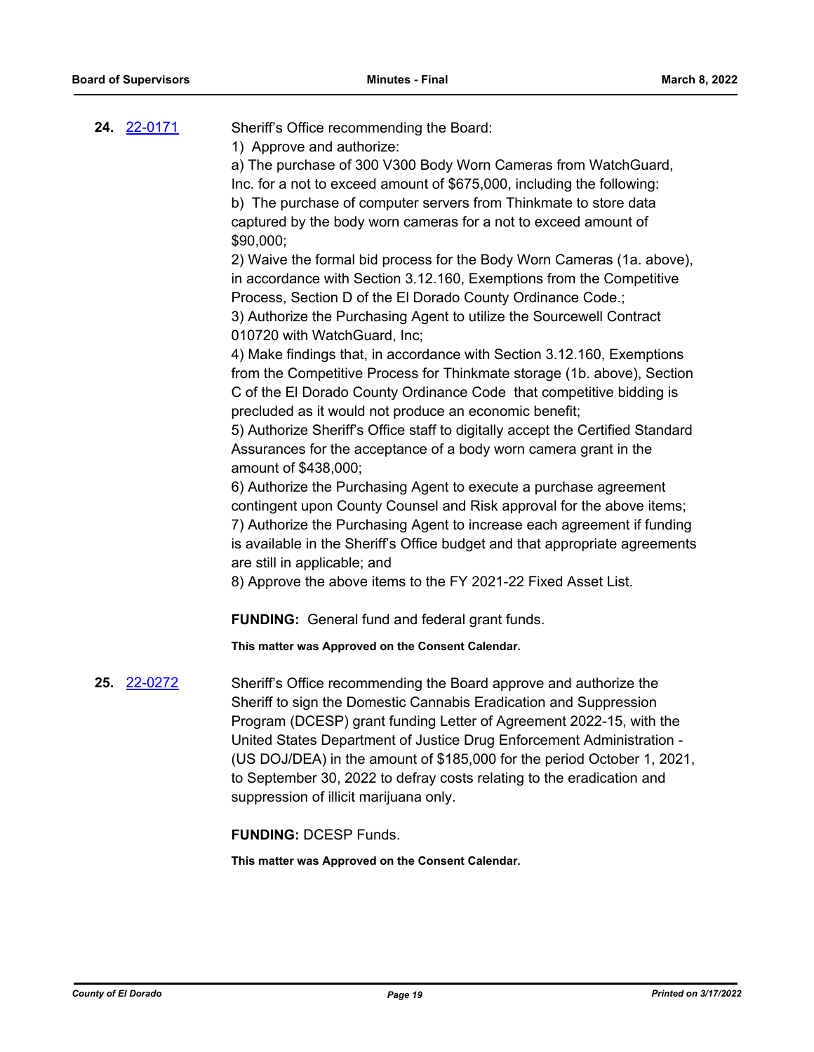**24.** [22-0171](22-0171)

Sheriff's Office recommending the Board:
1) Approve and authorize:
a) The purchase of 300 V300 Body Worn Cameras from WatchGuard, Inc. for a not to exceed amount of $675,000, including the following:
b) The purchase of computer servers from Thinkmate to store data captured by the body worn cameras for a not to exceed amount of $90,000;
2) Waive the formal bid process for the Body Worn Cameras (1a. above), in accordance with Section 3.12.160, Exemptions from the Competitive Process, Section D of the El Dorado County Ordinance Code.;
3) Authorize the Purchasing Agent to utilize the Sourcewell Contract 010720 with WatchGuard, Inc;
4) Make findings that, in accordance with Section 3.12.160, Exemptions from the Competitive Process for Thinkmate storage (1b. above), Section C of the El Dorado County Ordinance Code that competitive bidding is precluded as it would not produce an economic benefit;
5) Authorize Sheriff's Office staff to digitally accept the Certified Standard Assurances for the acceptance of a body worn camera grant in the amount of $438,000;
6) Authorize the Purchasing Agent to execute a purchase agreement contingent upon County Counsel and Risk approval for the above items;
7) Authorize the Purchasing Agent to increase each agreement if funding is available in the Sheriff's Office budget and that appropriate agreements are still in applicable; and
8) Approve the above items to the FY 2021-22 Fixed Asset List.

**FUNDING:** General fund and federal grant funds.

**This matter was Approved on the Consent Calendar.**

**25.** [22-0272](22-0272)

Sheriff's Office recommending the Board approve and authorize the Sheriff to sign the Domestic Cannabis Eradication and Suppression Program (DCESP) grant funding Letter of Agreement 2022-15, with the United States Department of Justice Drug Enforcement Administration - (US DOJ/DEA) in the amount of $185,000 for the period October 1, 2021, to September 30, 2022 to defray costs relating to the eradication and suppression of illicit marijuana only.

**FUNDING:** DCESP Funds.

**This matter was Approved on the Consent Calendar.**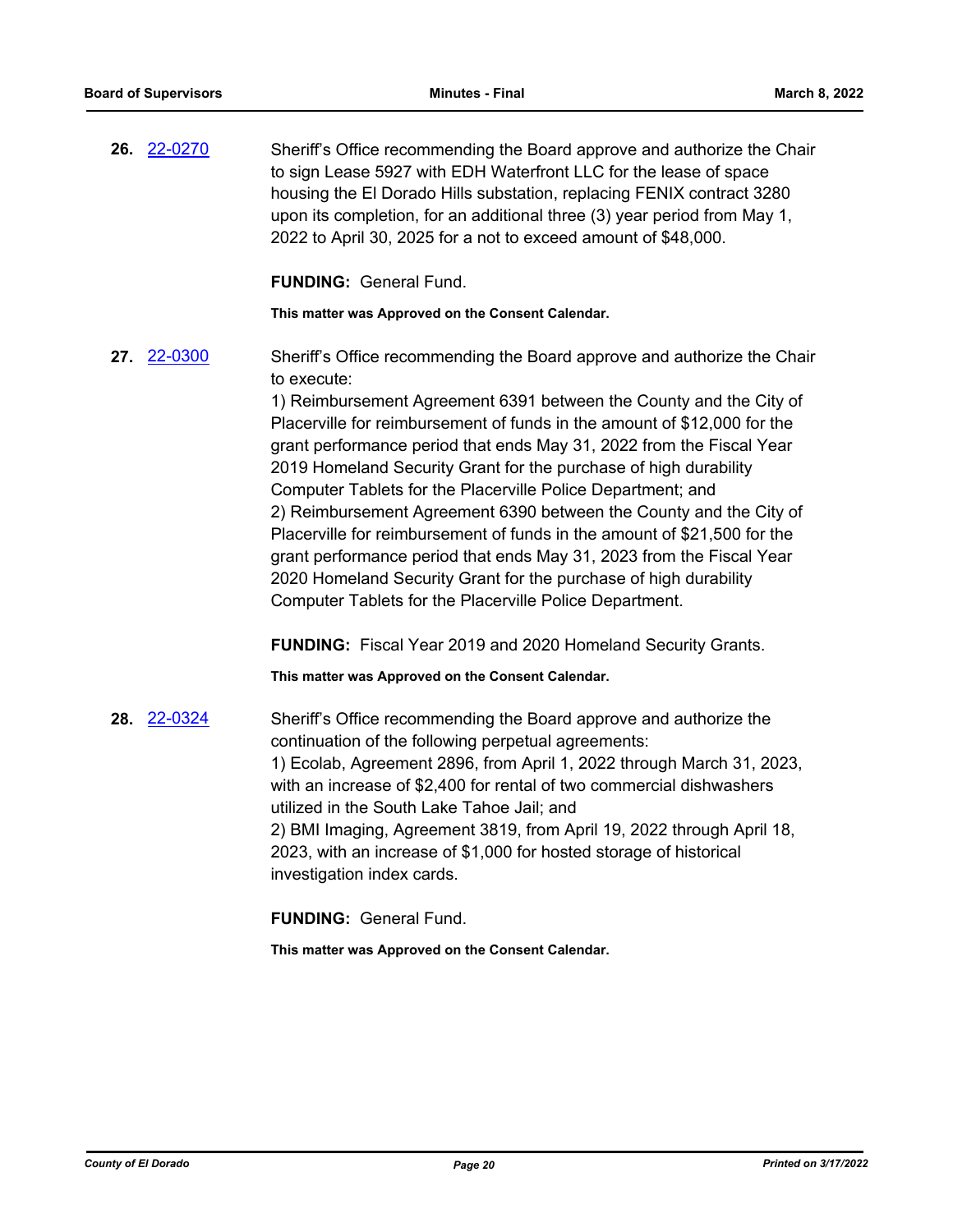**26.** 22-0270 Sheriff's Office recommending the Board approve and authorize the Chair to sign Lease 5927 with EDH Waterfront LLC for the lease of space housing the El Dorado Hills substation, replacing FENIX contract 3280 upon its completion, for an additional three (3) year period from May 1, 2022 to April 30, 2025 for a not to exceed amount of $48,000.

**FUNDING:** General Fund.

**This matter was Approved on the Consent Calendar.**

**27.** 22-0300 Sheriff's Office recommending the Board approve and authorize the Chair to execute:

1) Reimbursement Agreement 6391 between the County and the City of Placerville for reimbursement of funds in the amount of $12,000 for the grant performance period that ends May 31, 2022 from the Fiscal Year 2019 Homeland Security Grant for the purchase of high durability Computer Tablets for the Placerville Police Department; and

2) Reimbursement Agreement 6390 between the County and the City of Placerville for reimbursement of funds in the amount of $21,500 for the grant performance period that ends May 31, 2023 from the Fiscal Year 2020 Homeland Security Grant for the purchase of high durability Computer Tablets for the Placerville Police Department.

**FUNDING:** Fiscal Year 2019 and 2020 Homeland Security Grants.

**This matter was Approved on the Consent Calendar.**

**28.** 22-0324 Sheriff's Office recommending the Board approve and authorize the continuation of the following perpetual agreements:

1) Ecolab, Agreement 2896, from April 1, 2022 through March 31, 2023, with an increase of $2,400 for rental of two commercial dishwashers utilized in the South Lake Tahoe Jail; and

2) BMI Imaging, Agreement 3819, from April 19, 2022 through April 18, 2023, with an increase of $1,000 for hosted storage of historical investigation index cards.

**FUNDING:** General Fund.

**This matter was Approved on the Consent Calendar.**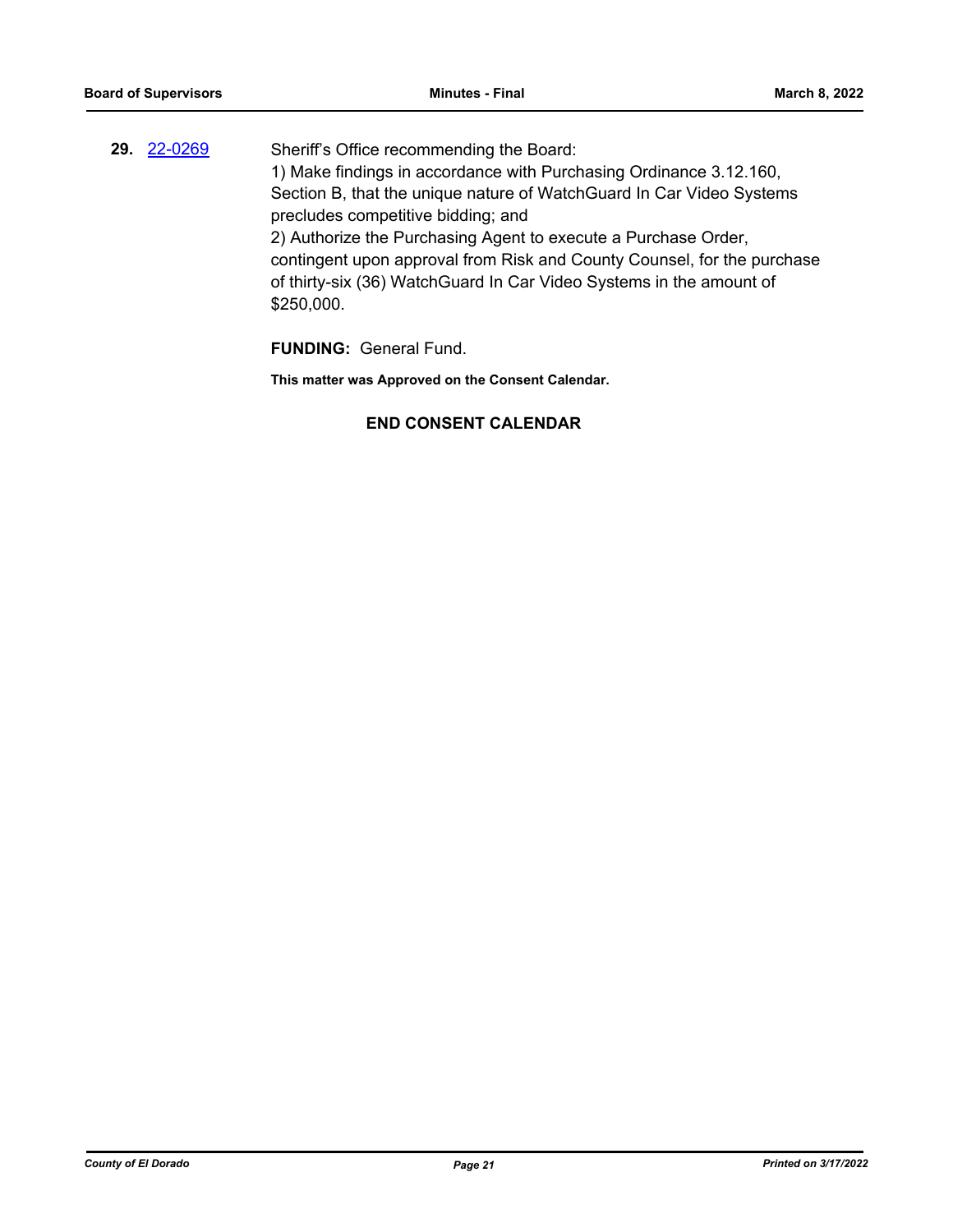**29.** [22-0269]

Sheriff's Office recommending the Board:
1) Make findings in accordance with Purchasing Ordinance 3.12.160, Section B, that the unique nature of WatchGuard In Car Video Systems precludes competitive bidding; and
2) Authorize the Purchasing Agent to execute a Purchase Order, contingent upon approval from Risk and County Counsel, for the purchase of thirty-six (36) WatchGuard In Car Video Systems in the amount of $250,000.

**FUNDING:** General Fund.

**This matter was Approved on the Consent Calendar.**

**END CONSENT CALENDAR**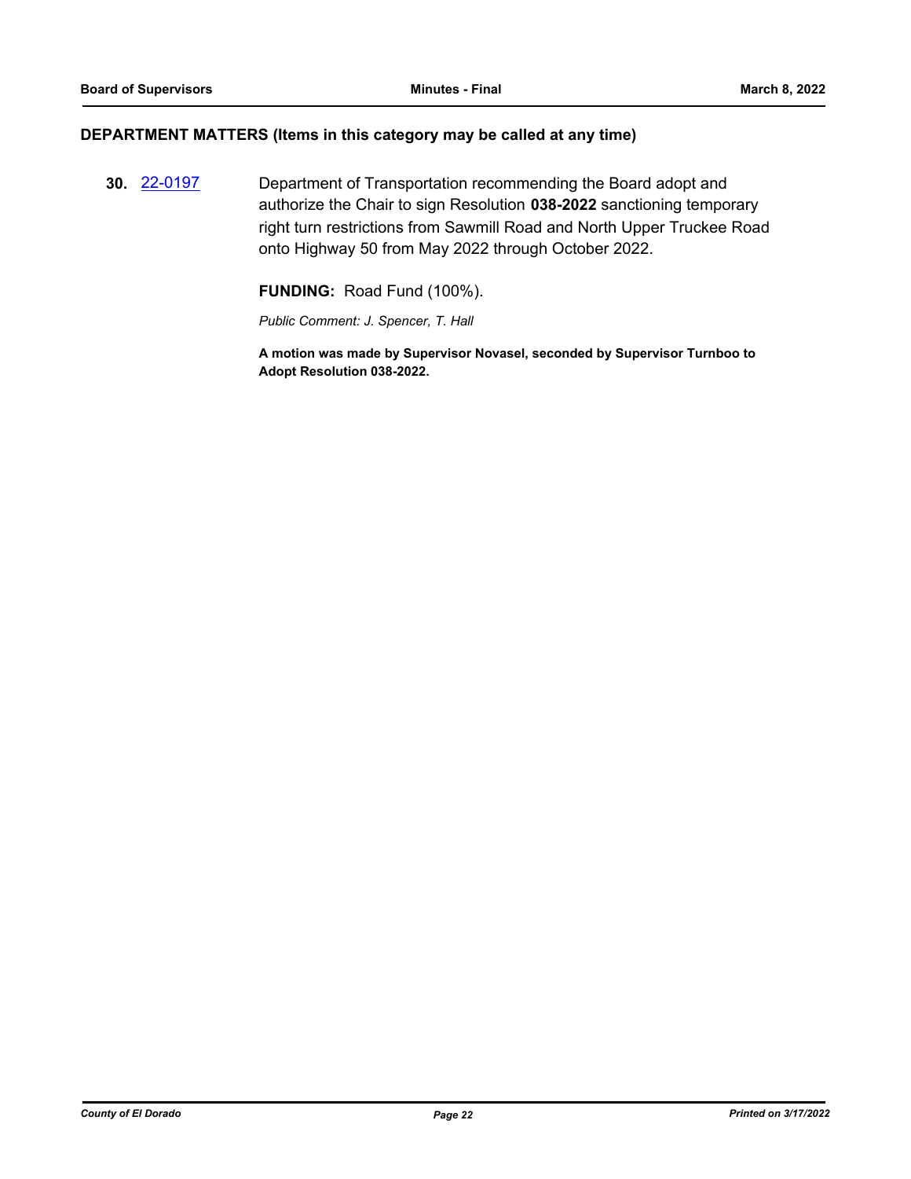## DEPARTMENT MATTERS (Items in this category may be called at any time)

**30.** [22-0197](22-0197) Department of Transportation recommending the Board adopt and authorize the Chair to sign Resolution **038-2022** sanctioning temporary right turn restrictions from Sawmill Road and North Upper Truckee Road onto Highway 50 from May 2022 through October 2022.

**FUNDING:** Road Fund (100%).

*Public Comment: J. Spencer, T. Hall*

**A motion was made by Supervisor Novasel, seconded by Supervisor Turnboo to Adopt Resolution 038-2022.**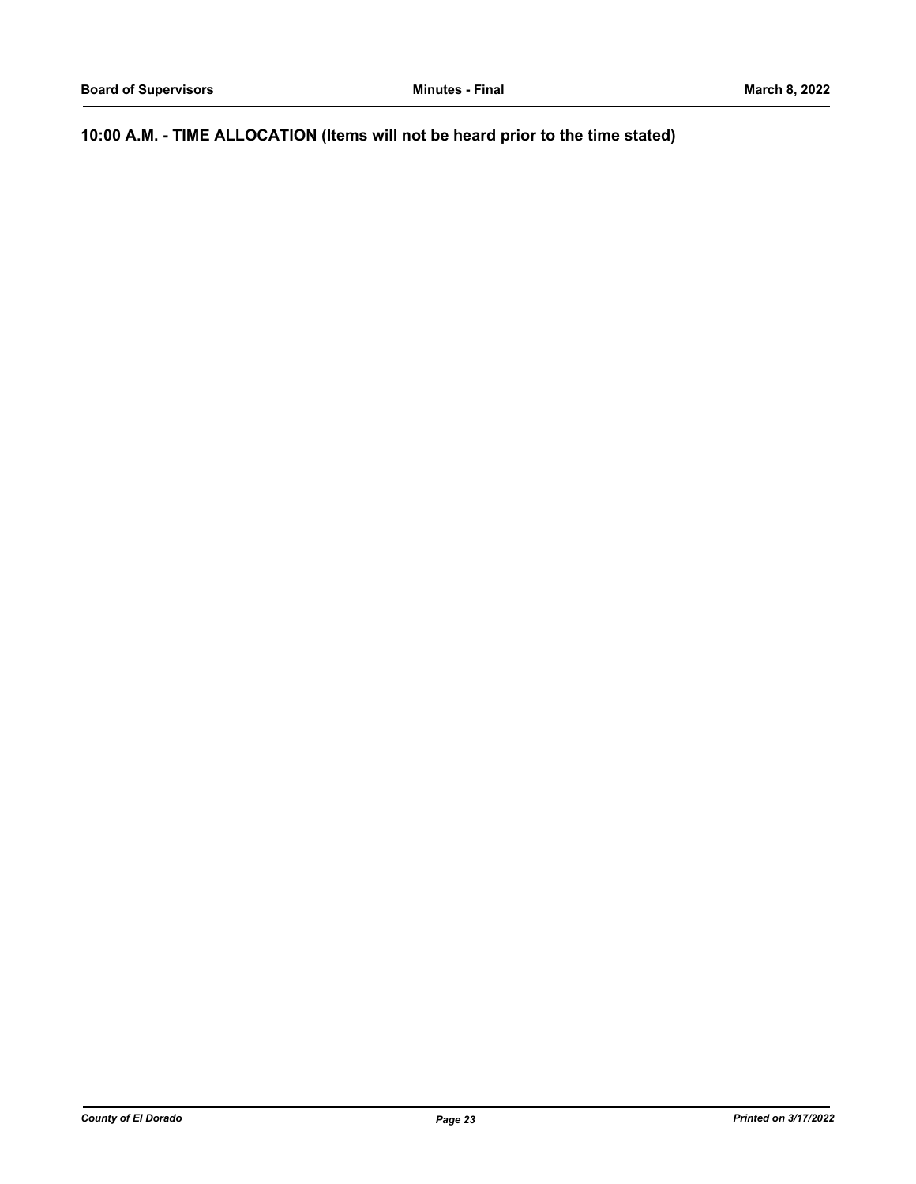## 10:00 A.M. - TIME ALLOCATION (Items will not be heard prior to the time stated)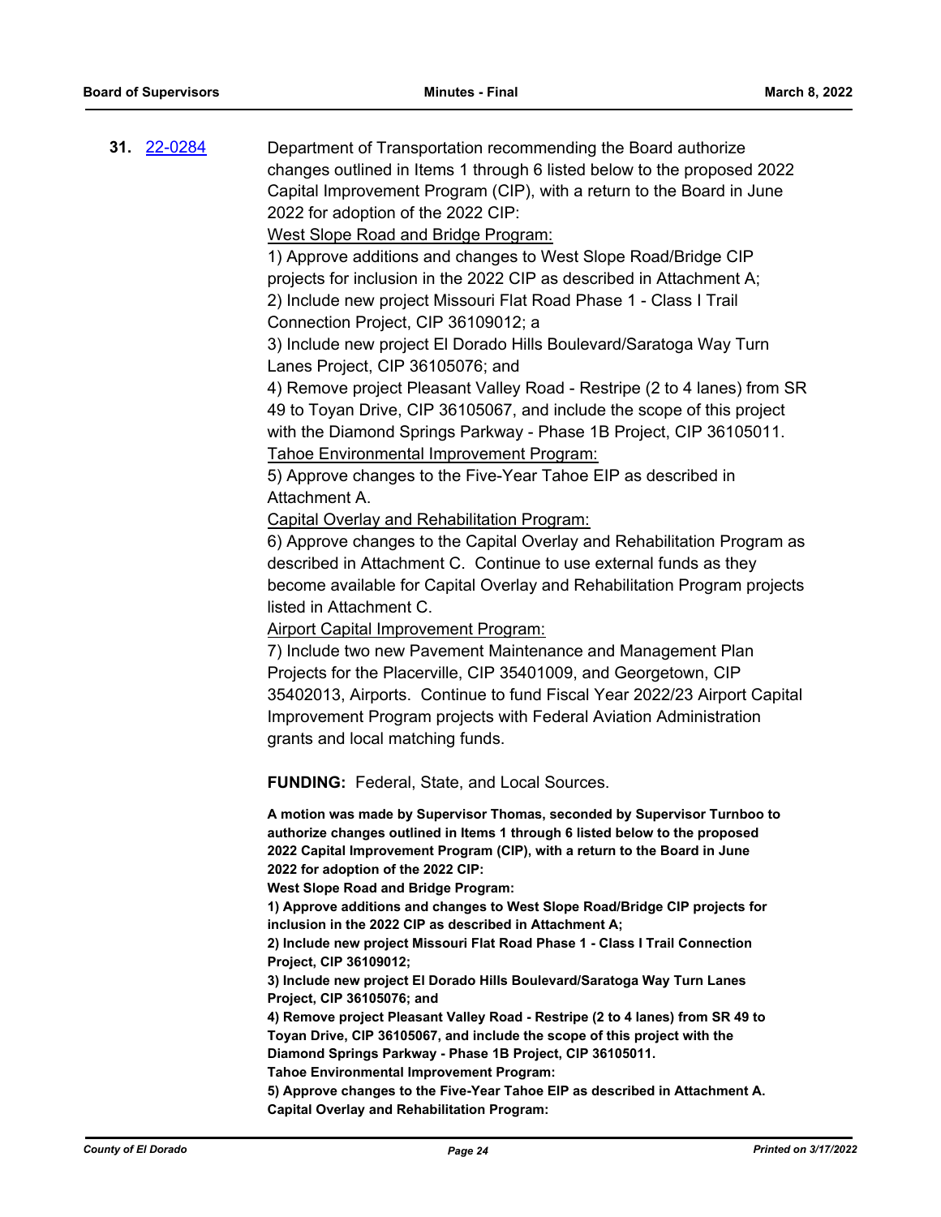**31.** 22-0284

Department of Transportation recommending the Board authorize changes outlined in Items 1 through 6 listed below to the proposed 2022 Capital Improvement Program (CIP), with a return to the Board in June 2022 for adoption of the 2022 CIP:

West Slope Road and Bridge Program:

1) Approve additions and changes to West Slope Road/Bridge CIP projects for inclusion in the 2022 CIP as described in Attachment A;

2) Include new project Missouri Flat Road Phase 1 - Class I Trail Connection Project, CIP 36109012; a

3) Include new project El Dorado Hills Boulevard/Saratoga Way Turn Lanes Project, CIP 36105076; and

4) Remove project Pleasant Valley Road - Restripe (2 to 4 lanes) from SR 49 to Toyan Drive, CIP 36105067, and include the scope of this project with the Diamond Springs Parkway - Phase 1B Project, CIP 36105011.

Tahoe Environmental Improvement Program:

5) Approve changes to the Five-Year Tahoe EIP as described in Attachment A.

Capital Overlay and Rehabilitation Program:

6) Approve changes to the Capital Overlay and Rehabilitation Program as described in Attachment C. Continue to use external funds as they become available for Capital Overlay and Rehabilitation Program projects listed in Attachment C.

Airport Capital Improvement Program:

7) Include two new Pavement Maintenance and Management Plan Projects for the Placerville, CIP 35401009, and Georgetown, CIP 35402013, Airports. Continue to fund Fiscal Year 2022/23 Airport Capital Improvement Program projects with Federal Aviation Administration grants and local matching funds.

**FUNDING:** Federal, State, and Local Sources.

**A motion was made by Supervisor Thomas, seconded by Supervisor Turnboo to authorize changes outlined in Items 1 through 6 listed below to the proposed 2022 Capital Improvement Program (CIP), with a return to the Board in June 2022 for adoption of the 2022 CIP:**

**West Slope Road and Bridge Program:**

**1) Approve additions and changes to West Slope Road/Bridge CIP projects for inclusion in the 2022 CIP as described in Attachment A;**

**2) Include new project Missouri Flat Road Phase 1 - Class I Trail Connection Project, CIP 36109012;**

**3) Include new project El Dorado Hills Boulevard/Saratoga Way Turn Lanes Project, CIP 36105076; and**

**4) Remove project Pleasant Valley Road - Restripe (2 to 4 lanes) from SR 49 to Toyan Drive, CIP 36105067, and include the scope of this project with the Diamond Springs Parkway - Phase 1B Project, CIP 36105011.**

**Tahoe Environmental Improvement Program:**

**5) Approve changes to the Five-Year Tahoe EIP as described in Attachment A.**

**Capital Overlay and Rehabilitation Program:**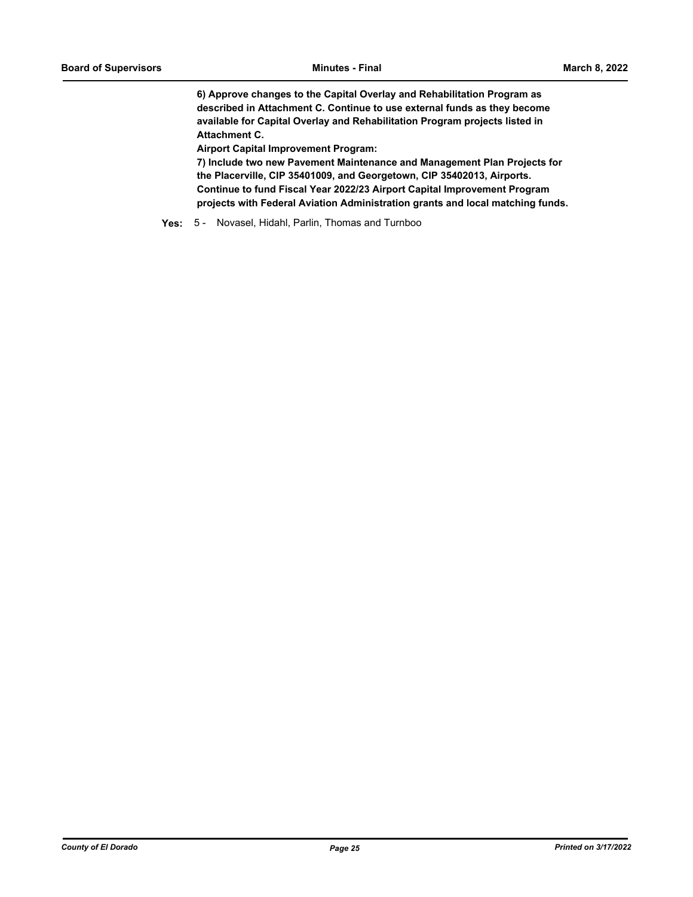**6) Approve changes to the Capital Overlay and Rehabilitation Program as described in Attachment C. Continue to use external funds as they become available for Capital Overlay and Rehabilitation Program projects listed in Attachment C.**

**Airport Capital Improvement Program:**

**7) Include two new Pavement Maintenance and Management Plan Projects for the Placerville, CIP 35401009, and Georgetown, CIP 35402013, Airports. Continue to fund Fiscal Year 2022/23 Airport Capital Improvement Program projects with Federal Aviation Administration grants and local matching funds.**

**Yes:** 5 - Novasel, Hidahl, Parlin, Thomas and Turnboo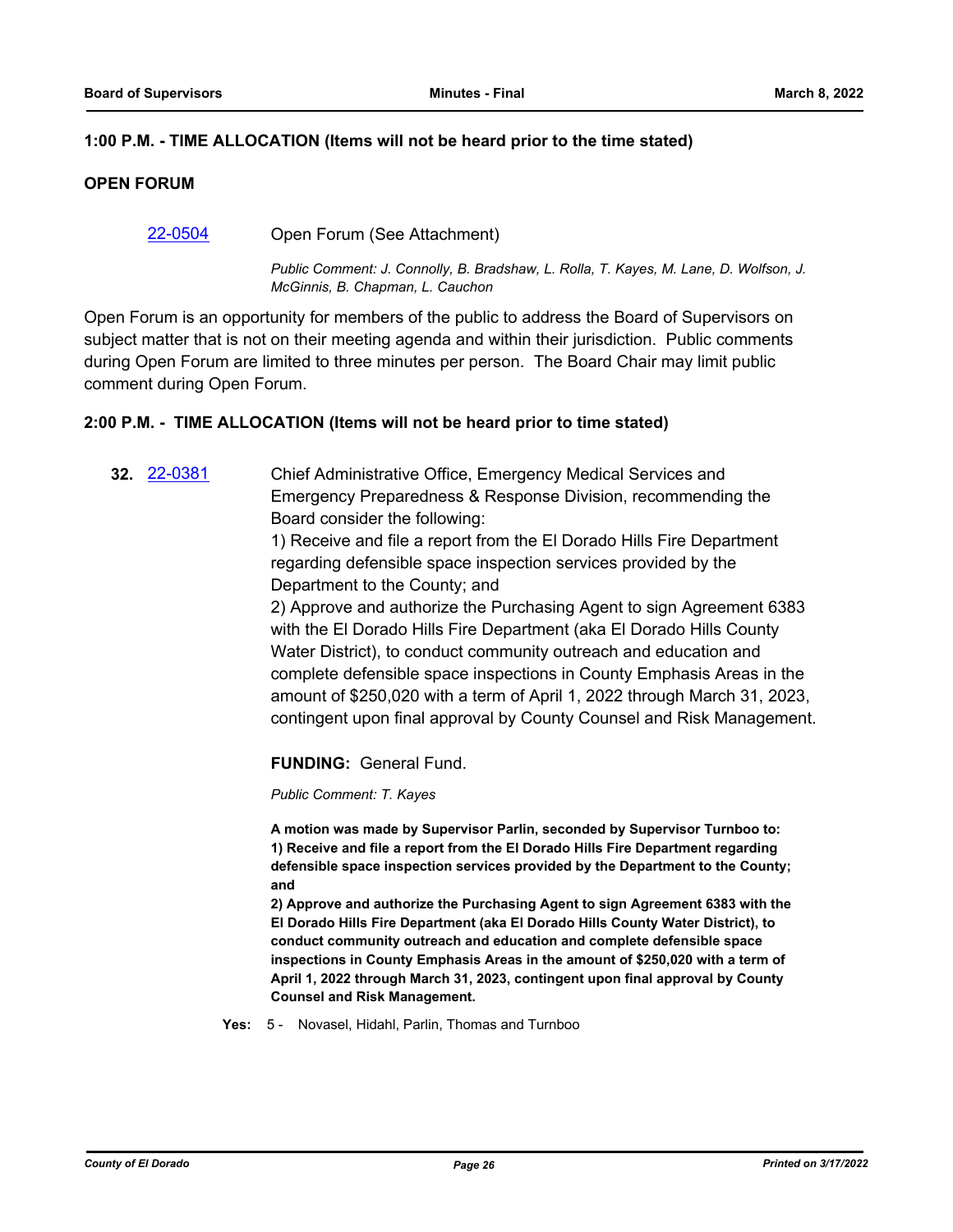**1:00 P.M. - TIME ALLOCATION (Items will not be heard prior to the time stated)**

**OPEN FORUM**

22-0504 Open Forum (See Attachment)

*Public Comment: J. Connolly, B. Bradshaw, L. Rolla, T. Kayes, M. Lane, D. Wolfson, J. McGinnis, B. Chapman, L. Cauchon*

Open Forum is an opportunity for members of the public to address the Board of Supervisors on subject matter that is not on their meeting agenda and within their jurisdiction. Public comments during Open Forum are limited to three minutes per person. The Board Chair may limit public comment during Open Forum.

**2:00 P.M. - TIME ALLOCATION (Items will not be heard prior to time stated)**

**32.** 22-0381 Chief Administrative Office, Emergency Medical Services and Emergency Preparedness & Response Division, recommending the Board consider the following:
1) Receive and file a report from the El Dorado Hills Fire Department regarding defensible space inspection services provided by the Department to the County; and
2) Approve and authorize the Purchasing Agent to sign Agreement 6383 with the El Dorado Hills Fire Department (aka El Dorado Hills County Water District), to conduct community outreach and education and complete defensible space inspections in County Emphasis Areas in the amount of $250,020 with a term of April 1, 2022 through March 31, 2023, contingent upon final approval by County Counsel and Risk Management.

**FUNDING:** General Fund.

*Public Comment: T. Kayes*

**A motion was made by Supervisor Parlin, seconded by Supervisor Turnboo to:**
**1) Receive and file a report from the El Dorado Hills Fire Department regarding defensible space inspection services provided by the Department to the County; and**
**2) Approve and authorize the Purchasing Agent to sign Agreement 6383 with the El Dorado Hills Fire Department (aka El Dorado Hills County Water District), to conduct community outreach and education and complete defensible space inspections in County Emphasis Areas in the amount of $250,020 with a term of April 1, 2022 through March 31, 2023, contingent upon final approval by County Counsel and Risk Management.**

**Yes:** 5 - Novasel, Hidahl, Parlin, Thomas and Turnboo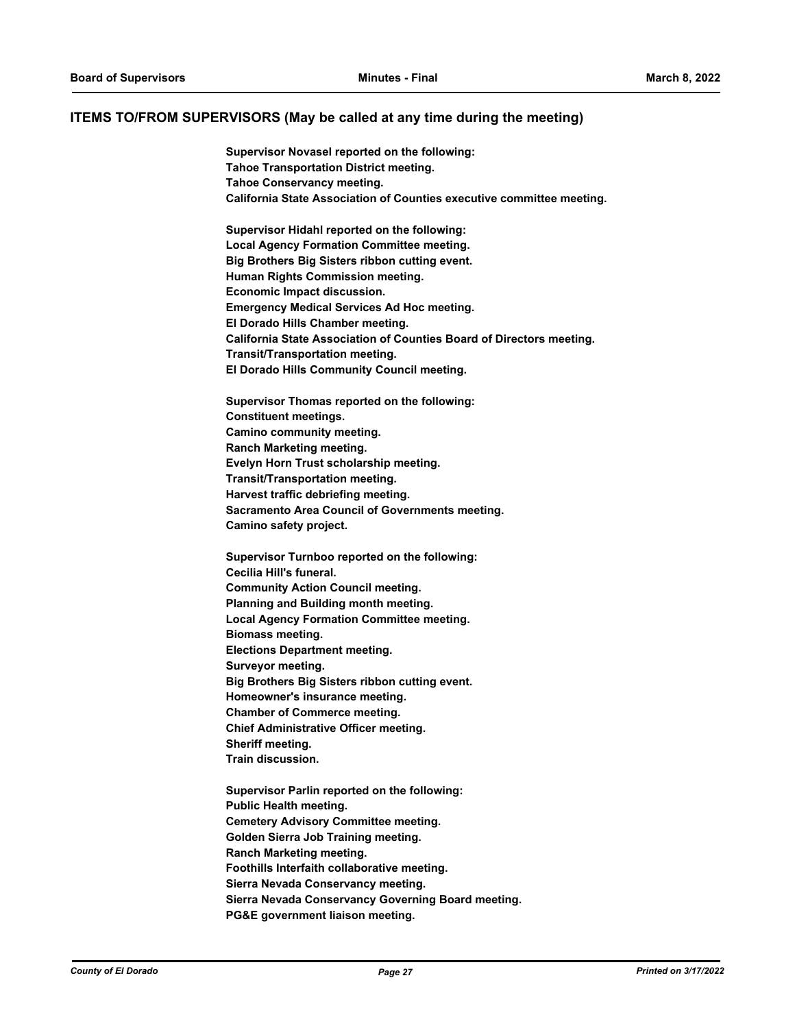## ITEMS TO/FROM SUPERVISORS (May be called at any time during the meeting)

**Supervisor Novasel reported on the following:**
**Tahoe Transportation District meeting.**
**Tahoe Conservancy meeting.**
**California State Association of Counties executive committee meeting.**

**Supervisor Hidahl reported on the following:**
**Local Agency Formation Committee meeting.**
**Big Brothers Big Sisters ribbon cutting event.**
**Human Rights Commission meeting.**
**Economic Impact discussion.**
**Emergency Medical Services Ad Hoc meeting.**
**El Dorado Hills Chamber meeting.**
**California State Association of Counties Board of Directors meeting.**
**Transit/Transportation meeting.**
**El Dorado Hills Community Council meeting.**

**Supervisor Thomas reported on the following:**
**Constituent meetings.**
**Camino community meeting.**
**Ranch Marketing meeting.**
**Evelyn Horn Trust scholarship meeting.**
**Transit/Transportation meeting.**
**Harvest traffic debriefing meeting.**
**Sacramento Area Council of Governments meeting.**
**Camino safety project.**

**Supervisor Turnboo reported on the following:**
**Cecilia Hill's funeral.**
**Community Action Council meeting.**
**Planning and Building month meeting.**
**Local Agency Formation Committee meeting.**
**Biomass meeting.**
**Elections Department meeting.**
**Surveyor meeting.**
**Big Brothers Big Sisters ribbon cutting event.**
**Homeowner's insurance meeting.**
**Chamber of Commerce meeting.**
**Chief Administrative Officer meeting.**
**Sheriff meeting.**
**Train discussion.**

**Supervisor Parlin reported on the following:**
**Public Health meeting.**
**Cemetery Advisory Committee meeting.**
**Golden Sierra Job Training meeting.**
**Ranch Marketing meeting.**
**Foothills Interfaith collaborative meeting.**
**Sierra Nevada Conservancy meeting.**
**Sierra Nevada Conservancy Governing Board meeting.**
**PG&E government liaison meeting.**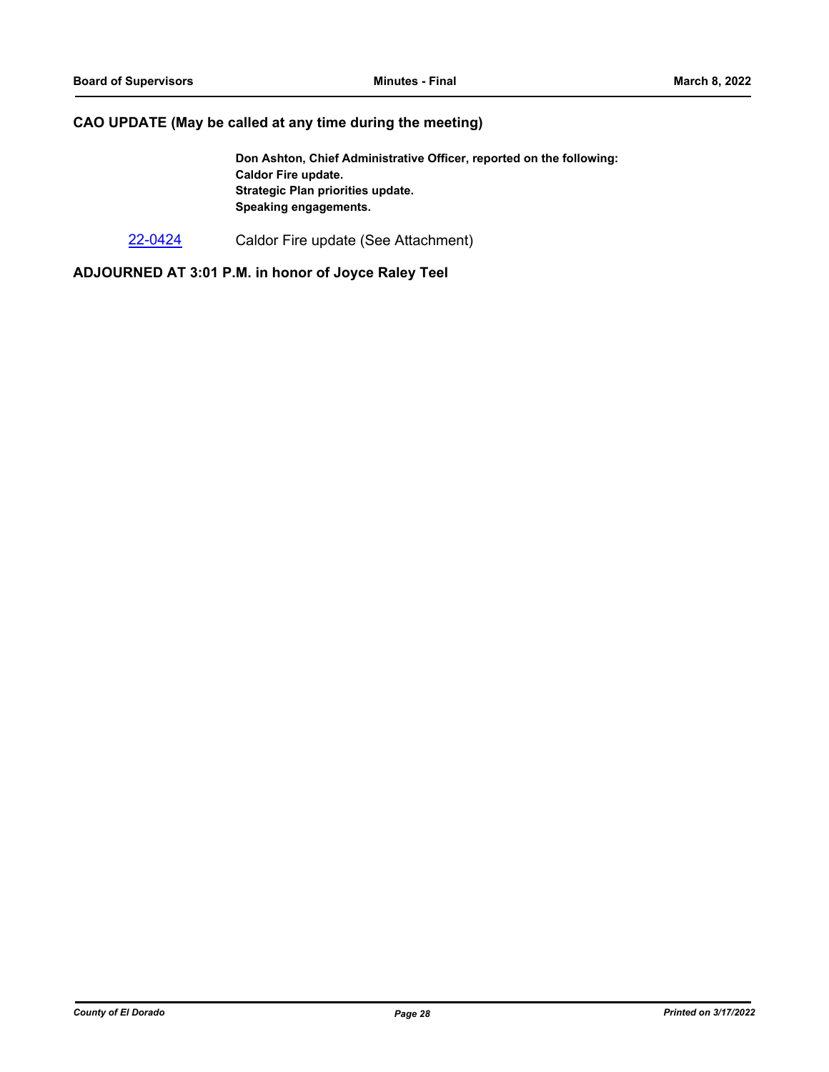## CAO UPDATE (May be called at any time during the meeting)

**Don Ashton, Chief Administrative Officer, reported on the following:**
**Caldor Fire update.**
**Strategic Plan priorities update.**
**Speaking engagements.**

22-0424 Caldor Fire update (See Attachment)

## ADJOURNED AT 3:01 P.M. in honor of Joyce Raley Teel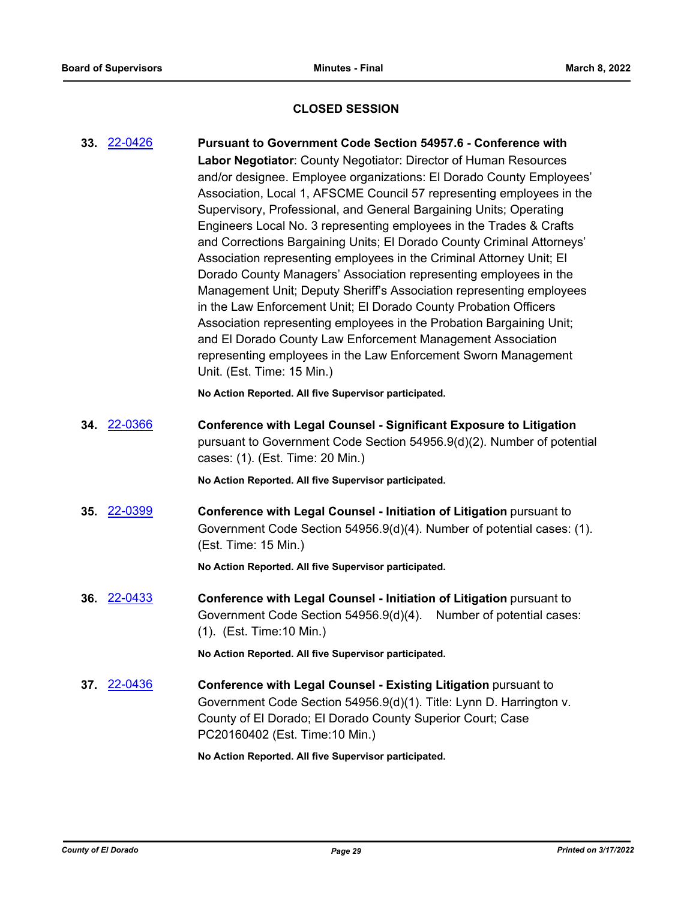## CLOSED SESSION

**33.** 22-0426 **Pursuant to Government Code Section 54957.6 - Conference with Labor Negotiator**: County Negotiator: Director of Human Resources and/or designee. Employee organizations: El Dorado County Employees' Association, Local 1, AFSCME Council 57 representing employees in the Supervisory, Professional, and General Bargaining Units; Operating Engineers Local No. 3 representing employees in the Trades & Crafts and Corrections Bargaining Units; El Dorado County Criminal Attorneys' Association representing employees in the Criminal Attorney Unit; El Dorado County Managers' Association representing employees in the Management Unit; Deputy Sheriff's Association representing employees in the Law Enforcement Unit; El Dorado County Probation Officers Association representing employees in the Probation Bargaining Unit; and El Dorado County Law Enforcement Management Association representing employees in the Law Enforcement Sworn Management Unit. (Est. Time: 15 Min.)

**No Action Reported. All five Supervisor participated.**

**34.** 22-0366 **Conference with Legal Counsel - Significant Exposure to Litigation** pursuant to Government Code Section 54956.9(d)(2). Number of potential cases: (1). (Est. Time: 20 Min.)

**No Action Reported. All five Supervisor participated.**

**35.** 22-0399 **Conference with Legal Counsel - Initiation of Litigation** pursuant to Government Code Section 54956.9(d)(4). Number of potential cases: (1). (Est. Time: 15 Min.)

**No Action Reported. All five Supervisor participated.**

**36.** 22-0433 **Conference with Legal Counsel - Initiation of Litigation** pursuant to Government Code Section 54956.9(d)(4). Number of potential cases: (1). (Est. Time:10 Min.)

**No Action Reported. All five Supervisor participated.**

**37.** 22-0436 **Conference with Legal Counsel - Existing Litigation** pursuant to Government Code Section 54956.9(d)(1). Title: Lynn D. Harrington v. County of El Dorado; El Dorado County Superior Court; Case PC20160402 (Est. Time:10 Min.)

**No Action Reported. All five Supervisor participated.**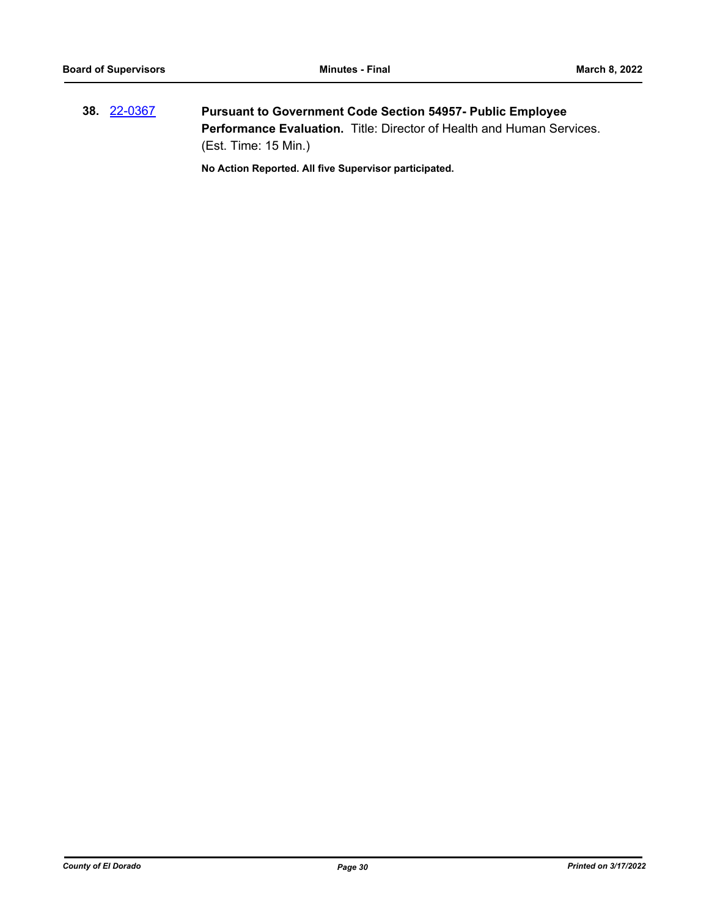**38.** 22-0367 **Pursuant to Government Code Section 54957- Public Employee Performance Evaluation.** Title: Director of Health and Human Services. (Est. Time: 15 Min.)

**No Action Reported. All five Supervisor participated.**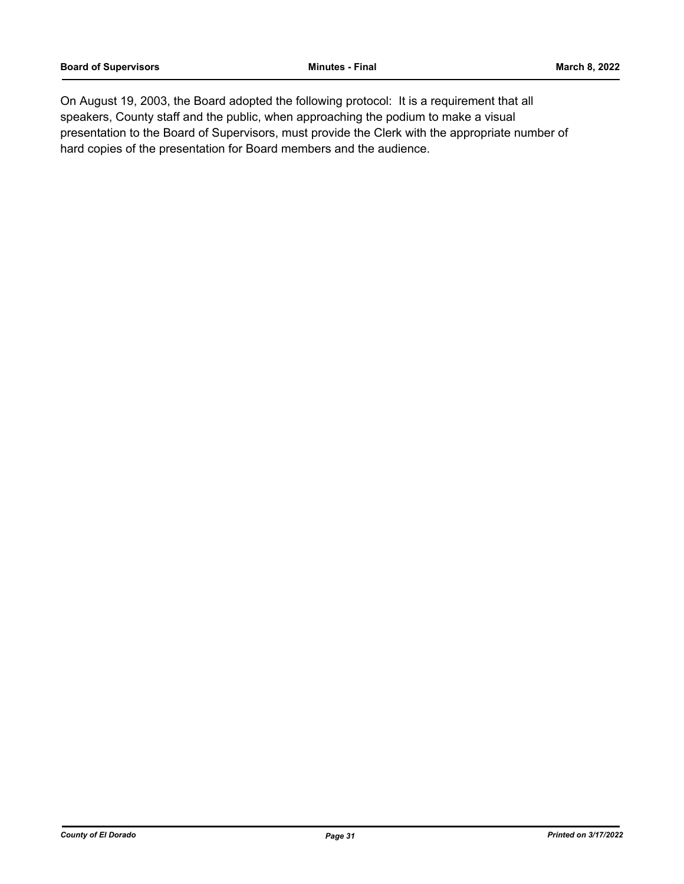On August 19, 2003, the Board adopted the following protocol: It is a requirement that all speakers, County staff and the public, when approaching the podium to make a visual presentation to the Board of Supervisors, must provide the Clerk with the appropriate number of hard copies of the presentation for Board members and the audience.